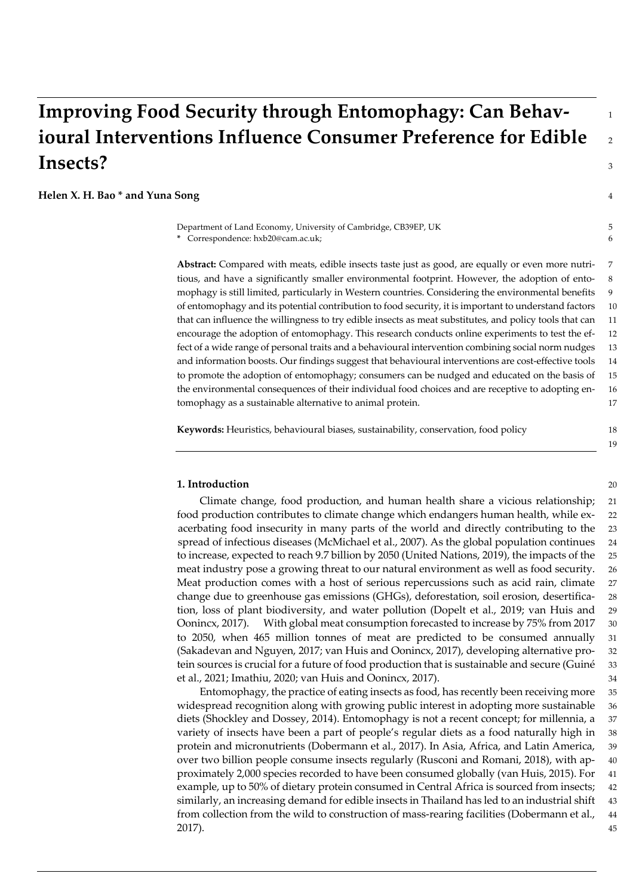# Improving Food Security through Entomophagy: Can Behavioural Interventions Influence Consumer Preference for Edible Insects?

**Helen X. H. Bao * and Yuna Song**

Department of Land Economy, University of Cambridge, CB39EP, UK
* Correspondence: hxb20@cam.ac.uk;

**Abstract:** Compared with meats, edible insects taste just as good, are equally or even more nutritious, and have a significantly smaller environmental footprint. However, the adoption of entomophagy is still limited, particularly in Western countries. Considering the environmental benefits of entomophagy and its potential contribution to food security, it is important to understand factors that can influence the willingness to try edible insects as meat substitutes, and policy tools that can encourage the adoption of entomophagy. This research conducts online experiments to test the effect of a wide range of personal traits and a behavioural intervention combining social norm nudges and information boosts. Our findings suggest that behavioural interventions are cost-effective tools to promote the adoption of entomophagy; consumers can be nudged and educated on the basis of the environmental consequences of their individual food choices and are receptive to adopting entomophagy as a sustainable alternative to animal protein.

**Keywords:** Heuristics, behavioural biases, sustainability, conservation, food policy

## 1. Introduction

Climate change, food production, and human health share a vicious relationship; food production contributes to climate change which endangers human health, while exacerbating food insecurity in many parts of the world and directly contributing to the spread of infectious diseases (McMichael et al., 2007). As the global population continues to increase, expected to reach 9.7 billion by 2050 (United Nations, 2019), the impacts of the meat industry pose a growing threat to our natural environment as well as food security. Meat production comes with a host of serious repercussions such as acid rain, climate change due to greenhouse gas emissions (GHGs), deforestation, soil erosion, desertification, loss of plant biodiversity, and water pollution (Dopelt et al., 2019; van Huis and Oonincx, 2017). With global meat consumption forecasted to increase by 75% from 2017 to 2050, when 465 million tonnes of meat are predicted to be consumed annually (Sakadevan and Nguyen, 2017; van Huis and Oonincx, 2017), developing alternative protein sources is crucial for a future of food production that is sustainable and secure (Guiné et al., 2021; Imathiu, 2020; van Huis and Oonincx, 2017).

Entomophagy, the practice of eating insects as food, has recently been receiving more widespread recognition along with growing public interest in adopting more sustainable diets (Shockley and Dossey, 2014). Entomophagy is not a recent concept; for millennia, a variety of insects have been a part of people's regular diets as a food naturally high in protein and micronutrients (Dobermann et al., 2017). In Asia, Africa, and Latin America, over two billion people consume insects regularly (Rusconi and Romani, 2018), with approximately 2,000 species recorded to have been consumed globally (van Huis, 2015). For example, up to 50% of dietary protein consumed in Central Africa is sourced from insects; similarly, an increasing demand for edible insects in Thailand has led to an industrial shift from collection from the wild to construction of mass-rearing facilities (Dobermann et al., 2017).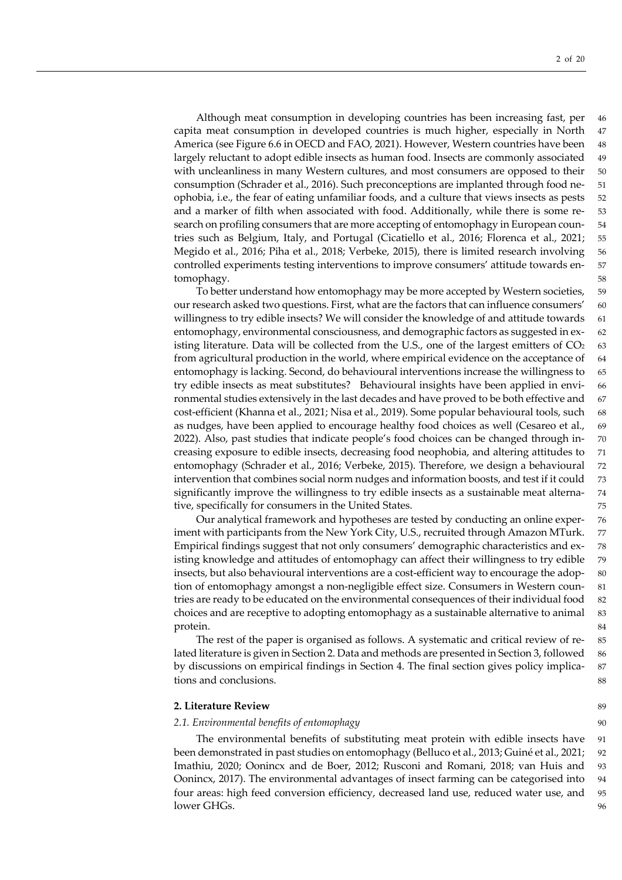Although meat consumption in developing countries has been increasing fast, per capita meat consumption in developed countries is much higher, especially in North America (see Figure 6.6 in OECD and FAO, 2021). However, Western countries have been largely reluctant to adopt edible insects as human food. Insects are commonly associated with uncleanliness in many Western cultures, and most consumers are opposed to their consumption (Schrader et al., 2016). Such preconceptions are implanted through food neophobia, i.e., the fear of eating unfamiliar foods, and a culture that views insects as pests and a marker of filth when associated with food. Additionally, while there is some research on profiling consumers that are more accepting of entomophagy in European countries such as Belgium, Italy, and Portugal (Cicatiello et al., 2016; Florenca et al., 2021; Megido et al., 2016; Piha et al., 2018; Verbeke, 2015), there is limited research involving controlled experiments testing interventions to improve consumers' attitude towards entomophagy.

To better understand how entomophagy may be more accepted by Western societies, our research asked two questions. First, what are the factors that can influence consumers' willingness to try edible insects? We will consider the knowledge of and attitude towards entomophagy, environmental consciousness, and demographic factors as suggested in existing literature. Data will be collected from the U.S., one of the largest emitters of $CO_2$ from agricultural production in the world, where empirical evidence on the acceptance of entomophagy is lacking. Second, do behavioural interventions increase the willingness to try edible insects as meat substitutes? Behavioural insights have been applied in environmental studies extensively in the last decades and have proved to be both effective and cost-efficient (Khanna et al., 2021; Nisa et al., 2019). Some popular behavioural tools, such as nudges, have been applied to encourage healthy food choices as well (Cesareo et al., 2022). Also, past studies that indicate people's food choices can be changed through increasing exposure to edible insects, decreasing food neophobia, and altering attitudes to entomophagy (Schrader et al., 2016; Verbeke, 2015). Therefore, we design a behavioural intervention that combines social norm nudges and information boosts, and test if it could significantly improve the willingness to try edible insects as a sustainable meat alternative, specifically for consumers in the United States.

Our analytical framework and hypotheses are tested by conducting an online experiment with participants from the New York City, U.S., recruited through Amazon MTurk. Empirical findings suggest that not only consumers' demographic characteristics and existing knowledge and attitudes of entomophagy can affect their willingness to try edible insects, but also behavioural interventions are a cost-efficient way to encourage the adoption of entomophagy amongst a non-negligible effect size. Consumers in Western countries are ready to be educated on the environmental consequences of their individual food choices and are receptive to adopting entomophagy as a sustainable alternative to animal protein.

The rest of the paper is organised as follows. A systematic and critical review of related literature is given in Section 2. Data and methods are presented in Section 3, followed by discussions on empirical findings in Section 4. The final section gives policy implications and conclusions.

## 2. Literature Review

### *2.1. Environmental benefits of entomophagy*

The environmental benefits of substituting meat protein with edible insects have been demonstrated in past studies on entomophagy (Belluco et al., 2013; Guiné et al., 2021; Imathiu, 2020; Oonincx and de Boer, 2012; Rusconi and Romani, 2018; van Huis and Oonincx, 2017). The environmental advantages of insect farming can be categorised into four areas: high feed conversion efficiency, decreased land use, reduced water use, and lower GHGs.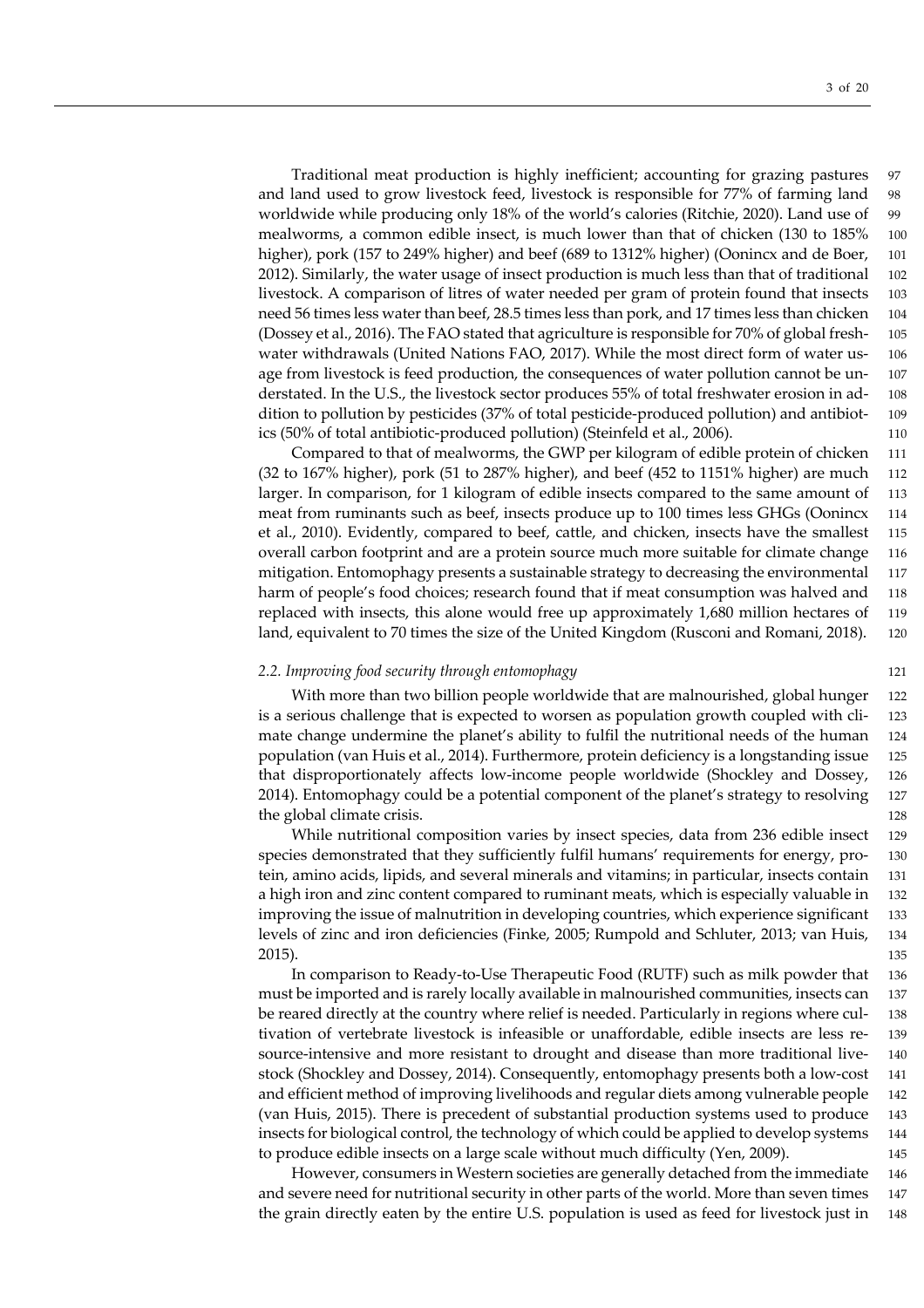Traditional meat production is highly inefficient; accounting for grazing pastures and land used to grow livestock feed, livestock is responsible for 77% of farming land worldwide while producing only 18% of the world's calories (Ritchie, 2020). Land use of mealworms, a common edible insect, is much lower than that of chicken (130 to 185% higher), pork (157 to 249% higher) and beef (689 to 1312% higher) (Oonincx and de Boer, 2012). Similarly, the water usage of insect production is much less than that of traditional livestock. A comparison of litres of water needed per gram of protein found that insects need 56 times less water than beef, 28.5 times less than pork, and 17 times less than chicken (Dossey et al., 2016). The FAO stated that agriculture is responsible for 70% of global freshwater withdrawals (United Nations FAO, 2017). While the most direct form of water usage from livestock is feed production, the consequences of water pollution cannot be understated. In the U.S., the livestock sector produces 55% of total freshwater erosion in addition to pollution by pesticides (37% of total pesticide-produced pollution) and antibiotics (50% of total antibiotic-produced pollution) (Steinfeld et al., 2006).

Compared to that of mealworms, the GWP per kilogram of edible protein of chicken (32 to 167% higher), pork (51 to 287% higher), and beef (452 to 1151% higher) are much larger. In comparison, for 1 kilogram of edible insects compared to the same amount of meat from ruminants such as beef, insects produce up to 100 times less GHGs (Oonincx et al., 2010). Evidently, compared to beef, cattle, and chicken, insects have the smallest overall carbon footprint and are a protein source much more suitable for climate change mitigation. Entomophagy presents a sustainable strategy to decreasing the environmental harm of people's food choices; research found that if meat consumption was halved and replaced with insects, this alone would free up approximately 1,680 million hectares of land, equivalent to 70 times the size of the United Kingdom (Rusconi and Romani, 2018).

### *2.2. Improving food security through entomophagy*

With more than two billion people worldwide that are malnourished, global hunger is a serious challenge that is expected to worsen as population growth coupled with climate change undermine the planet's ability to fulfil the nutritional needs of the human population (van Huis et al., 2014). Furthermore, protein deficiency is a longstanding issue that disproportionately affects low-income people worldwide (Shockley and Dossey, 2014). Entomophagy could be a potential component of the planet's strategy to resolving the global climate crisis.

While nutritional composition varies by insect species, data from 236 edible insect species demonstrated that they sufficiently fulfil humans' requirements for energy, protein, amino acids, lipids, and several minerals and vitamins; in particular, insects contain a high iron and zinc content compared to ruminant meats, which is especially valuable in improving the issue of malnutrition in developing countries, which experience significant levels of zinc and iron deficiencies (Finke, 2005; Rumpold and Schluter, 2013; van Huis, 2015).

In comparison to Ready-to-Use Therapeutic Food (RUTF) such as milk powder that must be imported and is rarely locally available in malnourished communities, insects can be reared directly at the country where relief is needed. Particularly in regions where cultivation of vertebrate livestock is infeasible or unaffordable, edible insects are less resource-intensive and more resistant to drought and disease than more traditional livestock (Shockley and Dossey, 2014). Consequently, entomophagy presents both a low-cost and efficient method of improving livelihoods and regular diets among vulnerable people (van Huis, 2015). There is precedent of substantial production systems used to produce insects for biological control, the technology of which could be applied to develop systems to produce edible insects on a large scale without much difficulty (Yen, 2009).

However, consumers in Western societies are generally detached from the immediate and severe need for nutritional security in other parts of the world. More than seven times the grain directly eaten by the entire U.S. population is used as feed for livestock just in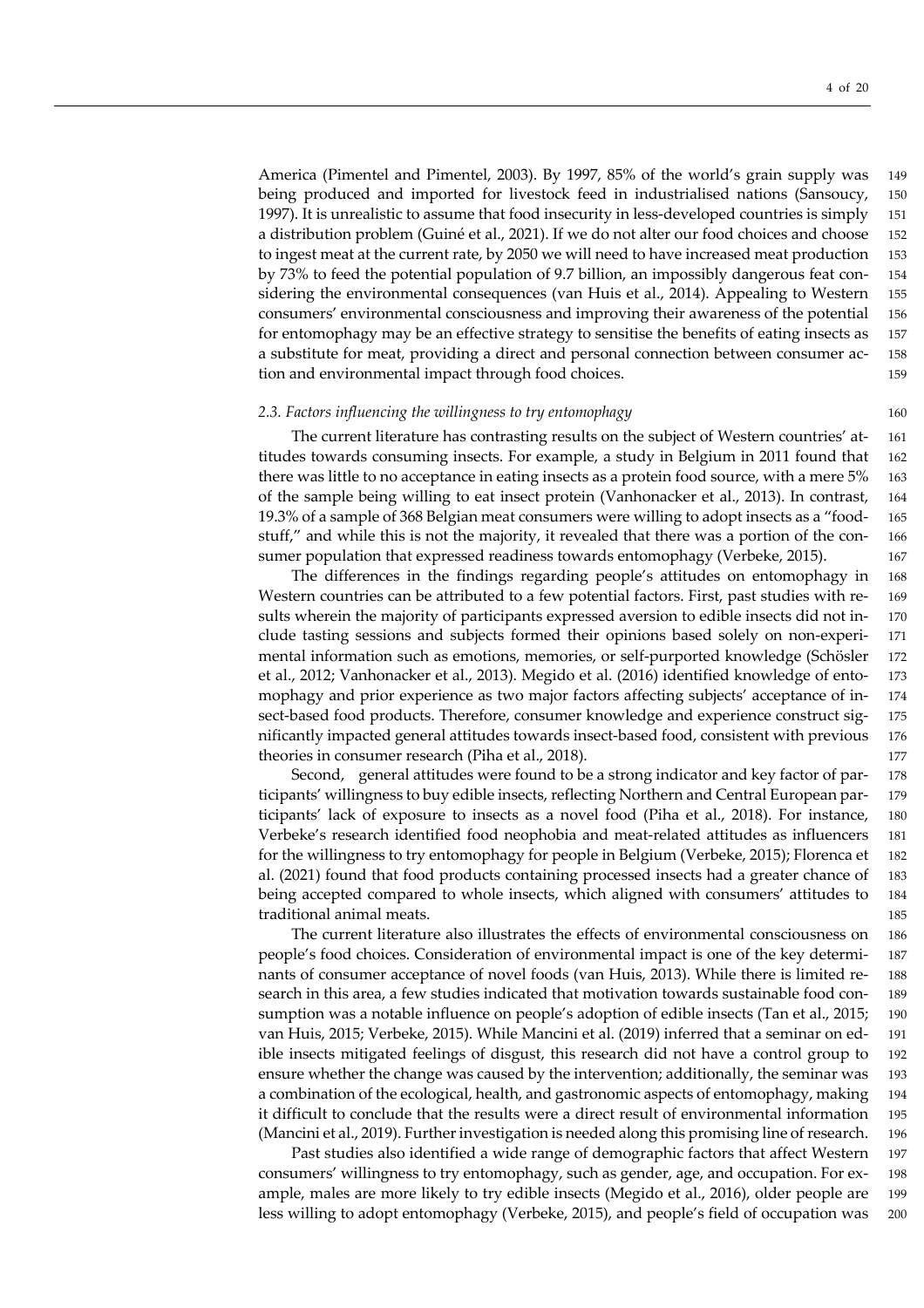America (Pimentel and Pimentel, 2003). By 1997, 85% of the world's grain supply was being produced and imported for livestock feed in industrialised nations (Sansoucy, 1997). It is unrealistic to assume that food insecurity in less-developed countries is simply a distribution problem (Guiné et al., 2021). If we do not alter our food choices and choose to ingest meat at the current rate, by 2050 we will need to have increased meat production by 73% to feed the potential population of 9.7 billion, an impossibly dangerous feat considering the environmental consequences (van Huis et al., 2014). Appealing to Western consumers' environmental consciousness and improving their awareness of the potential for entomophagy may be an effective strategy to sensitise the benefits of eating insects as a substitute for meat, providing a direct and personal connection between consumer action and environmental impact through food choices.

### *2.3. Factors influencing the willingness to try entomophagy*

The current literature has contrasting results on the subject of Western countries' attitudes towards consuming insects. For example, a study in Belgium in 2011 found that there was little to no acceptance in eating insects as a protein food source, with a mere 5% of the sample being willing to eat insect protein (Vanhonacker et al., 2013). In contrast, 19.3% of a sample of 368 Belgian meat consumers were willing to adopt insects as a "foodstuff," and while this is not the majority, it revealed that there was a portion of the consumer population that expressed readiness towards entomophagy (Verbeke, 2015).

The differences in the findings regarding people's attitudes on entomophagy in Western countries can be attributed to a few potential factors. First, past studies with results wherein the majority of participants expressed aversion to edible insects did not include tasting sessions and subjects formed their opinions based solely on non-experimental information such as emotions, memories, or self-purported knowledge (Schösler et al., 2012; Vanhonacker et al., 2013). Megido et al. (2016) identified knowledge of entomophagy and prior experience as two major factors affecting subjects' acceptance of insect-based food products. Therefore, consumer knowledge and experience construct significantly impacted general attitudes towards insect-based food, consistent with previous theories in consumer research (Piha et al., 2018).

Second, general attitudes were found to be a strong indicator and key factor of participants' willingness to buy edible insects, reflecting Northern and Central European participants' lack of exposure to insects as a novel food (Piha et al., 2018). For instance, Verbeke's research identified food neophobia and meat-related attitudes as influencers for the willingness to try entomophagy for people in Belgium (Verbeke, 2015); Florenca et al. (2021) found that food products containing processed insects had a greater chance of being accepted compared to whole insects, which aligned with consumers' attitudes to traditional animal meats.

The current literature also illustrates the effects of environmental consciousness on people's food choices. Consideration of environmental impact is one of the key determinants of consumer acceptance of novel foods (van Huis, 2013). While there is limited research in this area, a few studies indicated that motivation towards sustainable food consumption was a notable influence on people's adoption of edible insects (Tan et al., 2015; van Huis, 2015; Verbeke, 2015). While Mancini et al. (2019) inferred that a seminar on edible insects mitigated feelings of disgust, this research did not have a control group to ensure whether the change was caused by the intervention; additionally, the seminar was a combination of the ecological, health, and gastronomic aspects of entomophagy, making it difficult to conclude that the results were a direct result of environmental information (Mancini et al., 2019). Further investigation is needed along this promising line of research.

Past studies also identified a wide range of demographic factors that affect Western consumers' willingness to try entomophagy, such as gender, age, and occupation. For example, males are more likely to try edible insects (Megido et al., 2016), older people are less willing to adopt entomophagy (Verbeke, 2015), and people's field of occupation was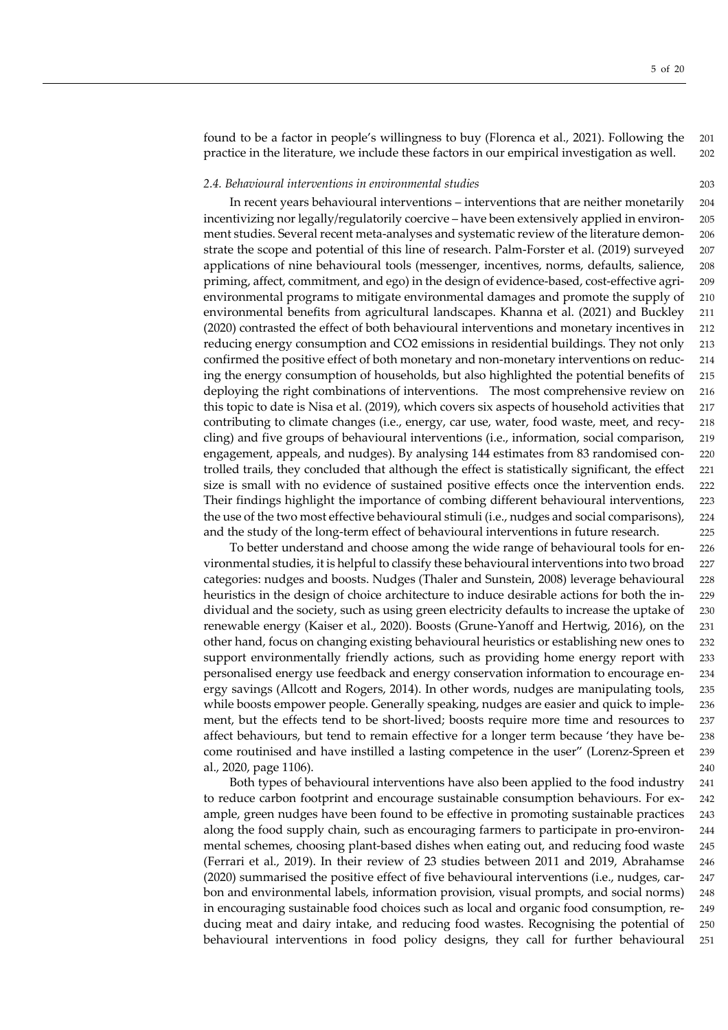found to be a factor in people's willingness to buy (Florenca et al., 2021). Following the practice in the literature, we include these factors in our empirical investigation as well.

### *2.4. Behavioural interventions in environmental studies*

In recent years behavioural interventions – interventions that are neither monetarily incentivizing nor legally/regulatorily coercive – have been extensively applied in environment studies. Several recent meta-analyses and systematic review of the literature demonstrate the scope and potential of this line of research. Palm-Forster et al. (2019) surveyed applications of nine behavioural tools (messenger, incentives, norms, defaults, salience, priming, affect, commitment, and ego) in the design of evidence-based, cost-effective agri-environmental programs to mitigate environmental damages and promote the supply of environmental benefits from agricultural landscapes. Khanna et al. (2021) and Buckley (2020) contrasted the effect of both behavioural interventions and monetary incentives in reducing energy consumption and CO2 emissions in residential buildings. They not only confirmed the positive effect of both monetary and non-monetary interventions on reducing the energy consumption of households, but also highlighted the potential benefits of deploying the right combinations of interventions. The most comprehensive review on this topic to date is Nisa et al. (2019), which covers six aspects of household activities that contributing to climate changes (i.e., energy, car use, water, food waste, meet, and recycling) and five groups of behavioural interventions (i.e., information, social comparison, engagement, appeals, and nudges). By analysing 144 estimates from 83 randomised controlled trails, they concluded that although the effect is statistically significant, the effect size is small with no evidence of sustained positive effects once the intervention ends. Their findings highlight the importance of combing different behavioural interventions, the use of the two most effective behavioural stimuli (i.e., nudges and social comparisons), and the study of the long-term effect of behavioural interventions in future research.

To better understand and choose among the wide range of behavioural tools for environmental studies, it is helpful to classify these behavioural interventions into two broad categories: nudges and boosts. Nudges (Thaler and Sunstein, 2008) leverage behavioural heuristics in the design of choice architecture to induce desirable actions for both the individual and the society, such as using green electricity defaults to increase the uptake of renewable energy (Kaiser et al., 2020). Boosts (Grune-Yanoff and Hertwig, 2016), on the other hand, focus on changing existing behavioural heuristics or establishing new ones to support environmentally friendly actions, such as providing home energy report with personalised energy use feedback and energy conservation information to encourage energy savings (Allcott and Rogers, 2014). In other words, nudges are manipulating tools, while boosts empower people. Generally speaking, nudges are easier and quick to implement, but the effects tend to be short-lived; boosts require more time and resources to affect behaviours, but tend to remain effective for a longer term because 'they have become routinised and have instilled a lasting competence in the user" (Lorenz-Spreen et al., 2020, page 1106).

Both types of behavioural interventions have also been applied to the food industry to reduce carbon footprint and encourage sustainable consumption behaviours. For example, green nudges have been found to be effective in promoting sustainable practices along the food supply chain, such as encouraging farmers to participate in pro-environmental schemes, choosing plant-based dishes when eating out, and reducing food waste (Ferrari et al., 2019). In their review of 23 studies between 2011 and 2019, Abrahamse (2020) summarised the positive effect of five behavioural interventions (i.e., nudges, carbon and environmental labels, information provision, visual prompts, and social norms) in encouraging sustainable food choices such as local and organic food consumption, reducing meat and dairy intake, and reducing food wastes. Recognising the potential of behavioural interventions in food policy designs, they call for further behavioural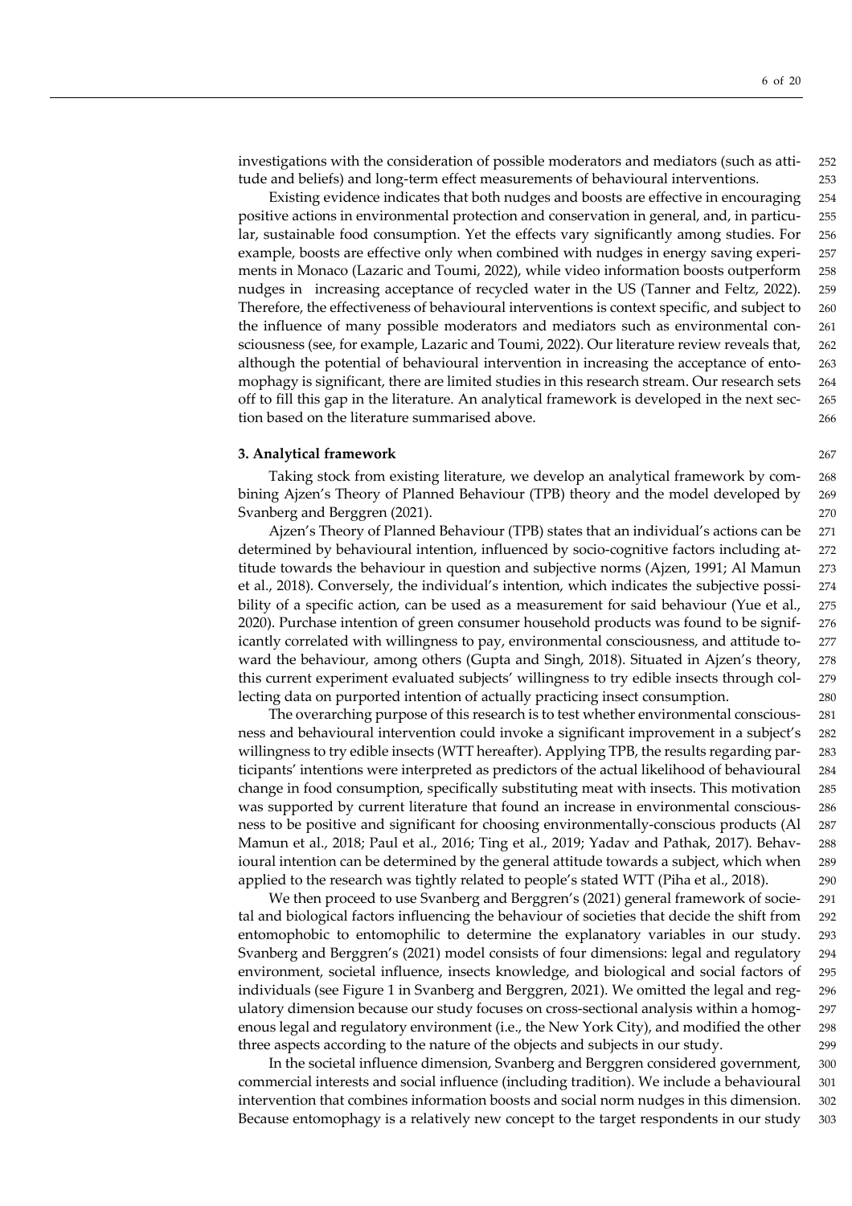investigations with the consideration of possible moderators and mediators (such as attitude and beliefs) and long-term effect measurements of behavioural interventions.

Existing evidence indicates that both nudges and boosts are effective in encouraging positive actions in environmental protection and conservation in general, and, in particular, sustainable food consumption. Yet the effects vary significantly among studies. For example, boosts are effective only when combined with nudges in energy saving experiments in Monaco (Lazaric and Toumi, 2022), while video information boosts outperform nudges in increasing acceptance of recycled water in the US (Tanner and Feltz, 2022). Therefore, the effectiveness of behavioural interventions is context specific, and subject to the influence of many possible moderators and mediators such as environmental consciousness (see, for example, Lazaric and Toumi, 2022). Our literature review reveals that, although the potential of behavioural intervention in increasing the acceptance of entomophagy is significant, there are limited studies in this research stream. Our research sets off to fill this gap in the literature. An analytical framework is developed in the next section based on the literature summarised above.

## 3. Analytical framework

Taking stock from existing literature, we develop an analytical framework by combining Ajzen's Theory of Planned Behaviour (TPB) theory and the model developed by Svanberg and Berggren (2021).

Ajzen's Theory of Planned Behaviour (TPB) states that an individual's actions can be determined by behavioural intention, influenced by socio-cognitive factors including attitude towards the behaviour in question and subjective norms (Ajzen, 1991; Al Mamun et al., 2018). Conversely, the individual's intention, which indicates the subjective possibility of a specific action, can be used as a measurement for said behaviour (Yue et al., 2020). Purchase intention of green consumer household products was found to be significantly correlated with willingness to pay, environmental consciousness, and attitude toward the behaviour, among others (Gupta and Singh, 2018). Situated in Ajzen's theory, this current experiment evaluated subjects' willingness to try edible insects through collecting data on purported intention of actually practicing insect consumption.

The overarching purpose of this research is to test whether environmental consciousness and behavioural intervention could invoke a significant improvement in a subject's willingness to try edible insects (WTT hereafter). Applying TPB, the results regarding participants' intentions were interpreted as predictors of the actual likelihood of behavioural change in food consumption, specifically substituting meat with insects. This motivation was supported by current literature that found an increase in environmental consciousness to be positive and significant for choosing environmentally-conscious products (Al Mamun et al., 2018; Paul et al., 2016; Ting et al., 2019; Yadav and Pathak, 2017). Behavioural intention can be determined by the general attitude towards a subject, which when applied to the research was tightly related to people's stated WTT (Piha et al., 2018).

We then proceed to use Svanberg and Berggren's (2021) general framework of societal and biological factors influencing the behaviour of societies that decide the shift from entomophobic to entomophilic to determine the explanatory variables in our study. Svanberg and Berggren's (2021) model consists of four dimensions: legal and regulatory environment, societal influence, insects knowledge, and biological and social factors of individuals (see Figure 1 in Svanberg and Berggren, 2021). We omitted the legal and regulatory dimension because our study focuses on cross-sectional analysis within a homogenous legal and regulatory environment (i.e., the New York City), and modified the other three aspects according to the nature of the objects and subjects in our study.

In the societal influence dimension, Svanberg and Berggren considered government, commercial interests and social influence (including tradition). We include a behavioural intervention that combines information boosts and social norm nudges in this dimension. Because entomophagy is a relatively new concept to the target respondents in our study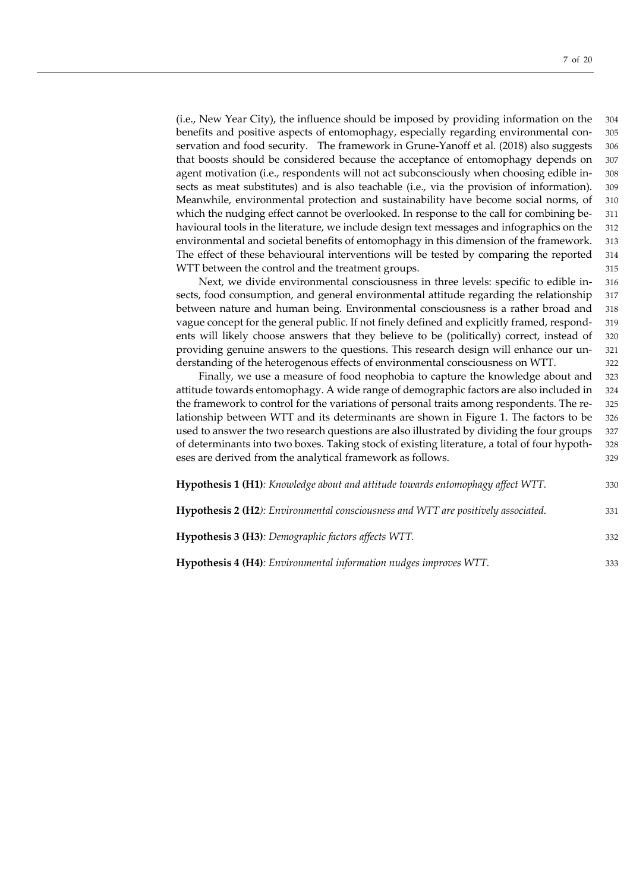(i.e., New Year City), the influence should be imposed by providing information on the benefits and positive aspects of entomophagy, especially regarding environmental conservation and food security. The framework in Grune-Yanoff et al. (2018) also suggests that boosts should be considered because the acceptance of entomophagy depends on agent motivation (i.e., respondents will not act subconsciously when choosing edible insects as meat substitutes) and is also teachable (i.e., via the provision of information). Meanwhile, environmental protection and sustainability have become social norms, of which the nudging effect cannot be overlooked. In response to the call for combining behavioural tools in the literature, we include design text messages and infographics on the environmental and societal benefits of entomophagy in this dimension of the framework. The effect of these behavioural interventions will be tested by comparing the reported WTT between the control and the treatment groups.

Next, we divide environmental consciousness in three levels: specific to edible insects, food consumption, and general environmental attitude regarding the relationship between nature and human being. Environmental consciousness is a rather broad and vague concept for the general public. If not finely defined and explicitly framed, respondents will likely choose answers that they believe to be (politically) correct, instead of providing genuine answers to the questions. This research design will enhance our understanding of the heterogenous effects of environmental consciousness on WTT.

Finally, we use a measure of food neophobia to capture the knowledge about and attitude towards entomophagy. A wide range of demographic factors are also included in the framework to control for the variations of personal traits among respondents. The relationship between WTT and its determinants are shown in Figure 1. The factors to be used to answer the two research questions are also illustrated by dividing the four groups of determinants into two boxes. Taking stock of existing literature, a total of four hypotheses are derived from the analytical framework as follows.

**Hypothesis 1 (H1)***: Knowledge about and attitude towards entomophagy affect WTT.*

**Hypothesis 2 (H2***): Environmental consciousness and WTT are positively associated.*

**Hypothesis 3 (H3)***: Demographic factors affects WTT.*

**Hypothesis 4 (H4)***: Environmental information nudges improves WTT.*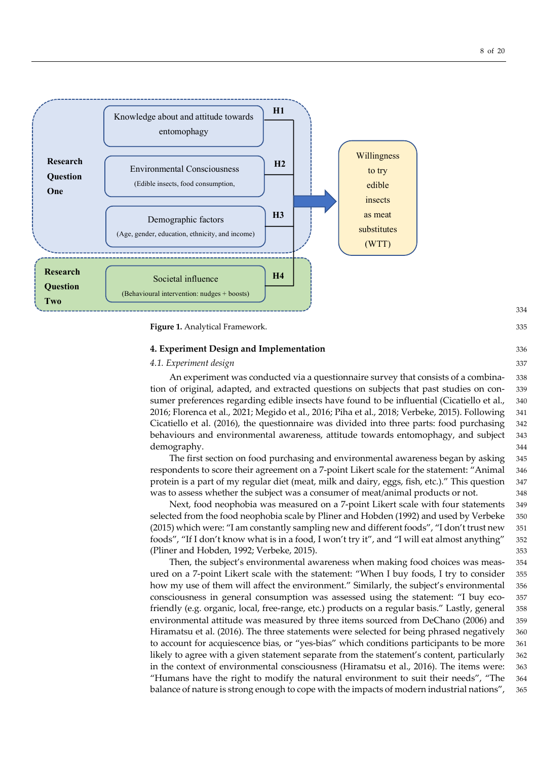Knowledge about and attitude towards entomophagy

Environmental Consciousness (Edible insects, food consumption,

Demographic factors (Age, gender, education, ethnicity, and income)

Societal influence (Behavioural intervention: nudges + boosts)

Research Question One

Research Question Two

H1 H2 H3 H4

Willingness to try edible insects as meat substitutes (WTT)

**Figure 1.** Analytical Framework.

## 4. Experiment Design and Implementation

### *4.1. Experiment design*

An experiment was conducted via a questionnaire survey that consists of a combination of original, adapted, and extracted questions on subjects that past studies on consumer preferences regarding edible insects have found to be influential (Cicatiello et al., 2016; Florenca et al., 2021; Megido et al., 2016; Piha et al., 2018; Verbeke, 2015). Following Cicatiello et al. (2016), the questionnaire was divided into three parts: food purchasing behaviours and environmental awareness, attitude towards entomophagy, and subject demography.

The first section on food purchasing and environmental awareness began by asking respondents to score their agreement on a 7-point Likert scale for the statement: "Animal protein is a part of my regular diet (meat, milk and dairy, eggs, fish, etc.)." This question was to assess whether the subject was a consumer of meat/animal products or not.

Next, food neophobia was measured on a 7-point Likert scale with four statements selected from the food neophobia scale by Pliner and Hobden (1992) and used by Verbeke (2015) which were: "I am constantly sampling new and different foods", "I don't trust new foods", "If I don't know what is in a food, I won't try it", and "I will eat almost anything" (Pliner and Hobden, 1992; Verbeke, 2015).

Then, the subject's environmental awareness when making food choices was measured on a 7-point Likert scale with the statement: "When I buy foods, I try to consider how my use of them will affect the environment." Similarly, the subject's environmental consciousness in general consumption was assessed using the statement: "I buy eco-friendly (e.g. organic, local, free-range, etc.) products on a regular basis." Lastly, general environmental attitude was measured by three items sourced from DeChano (2006) and Hiramatsu et al. (2016). The three statements were selected for being phrased negatively to account for acquiescence bias, or "yes-bias" which conditions participants to be more likely to agree with a given statement separate from the statement's content, particularly in the context of environmental consciousness (Hiramatsu et al., 2016). The items were: "Humans have the right to modify the natural environment to suit their needs", "The balance of nature is strong enough to cope with the impacts of modern industrial nations",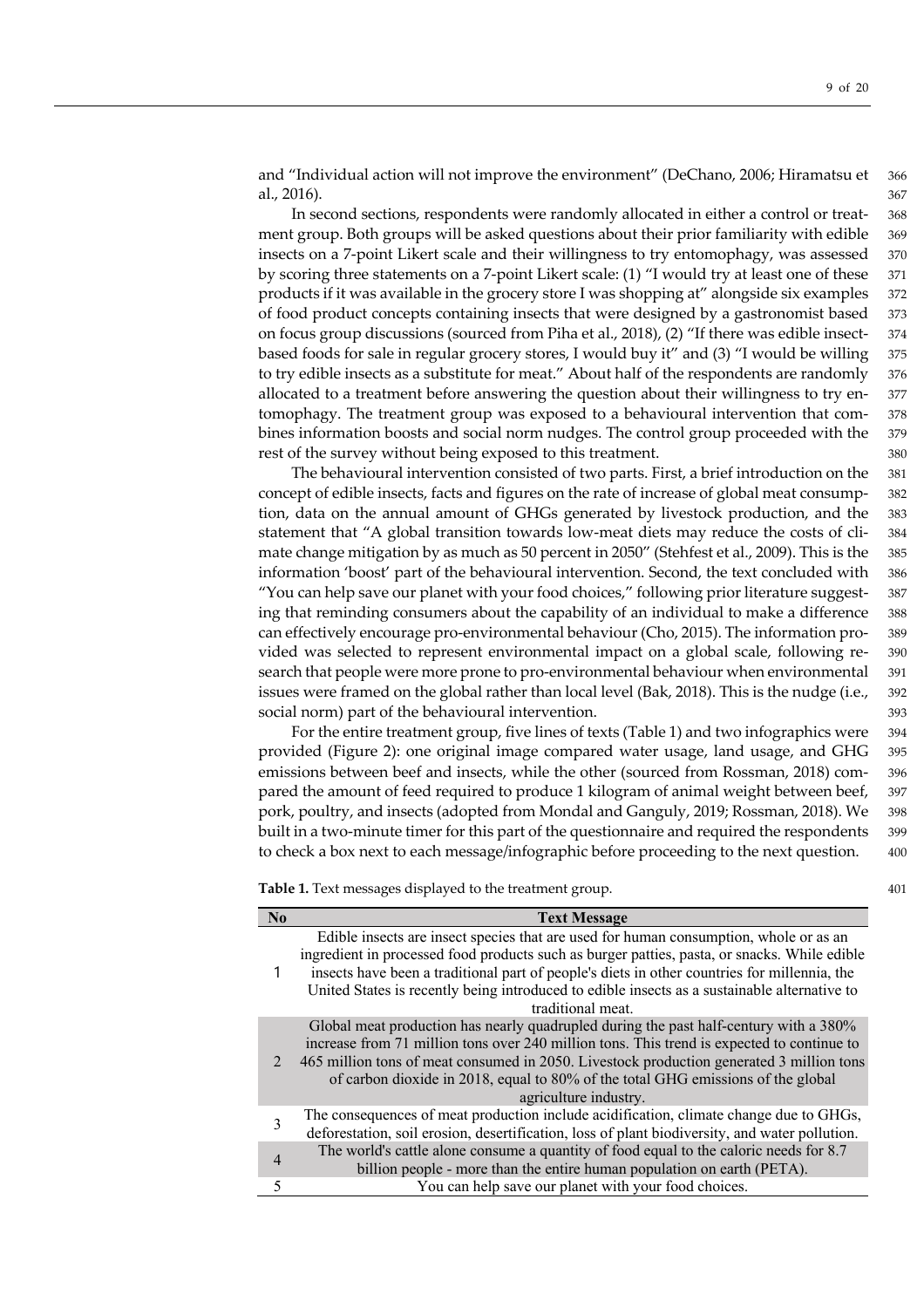and "Individual action will not improve the environment" (DeChano, 2006; Hiramatsu et al., 2016).

In second sections, respondents were randomly allocated in either a control or treatment group. Both groups will be asked questions about their prior familiarity with edible insects on a 7-point Likert scale and their willingness to try entomophagy, was assessed by scoring three statements on a 7-point Likert scale: (1) "I would try at least one of these products if it was available in the grocery store I was shopping at" alongside six examples of food product concepts containing insects that were designed by a gastronomist based on focus group discussions (sourced from Piha et al., 2018), (2) "If there was edible insect-based foods for sale in regular grocery stores, I would buy it" and (3) "I would be willing to try edible insects as a substitute for meat." About half of the respondents are randomly allocated to a treatment before answering the question about their willingness to try entomophagy. The treatment group was exposed to a behavioural intervention that combines information boosts and social norm nudges. The control group proceeded with the rest of the survey without being exposed to this treatment.

The behavioural intervention consisted of two parts. First, a brief introduction on the concept of edible insects, facts and figures on the rate of increase of global meat consumption, data on the annual amount of GHGs generated by livestock production, and the statement that "A global transition towards low-meat diets may reduce the costs of climate change mitigation by as much as 50 percent in 2050" (Stehfest et al., 2009). This is the information 'boost' part of the behavioural intervention. Second, the text concluded with "You can help save our planet with your food choices," following prior literature suggesting that reminding consumers about the capability of an individual to make a difference can effectively encourage pro-environmental behaviour (Cho, 2015). The information provided was selected to represent environmental impact on a global scale, following research that people were more prone to pro-environmental behaviour when environmental issues were framed on the global rather than local level (Bak, 2018). This is the nudge (i.e., social norm) part of the behavioural intervention.

For the entire treatment group, five lines of texts (Table 1) and two infographics were provided (Figure 2): one original image compared water usage, land usage, and GHG emissions between beef and insects, while the other (sourced from Rossman, 2018) compared the amount of feed required to produce 1 kilogram of animal weight between beef, pork, poultry, and insects (adopted from Mondal and Ganguly, 2019; Rossman, 2018). We built in a two-minute timer for this part of the questionnaire and required the respondents to check a box next to each message/infographic before proceeding to the next question.

**Table 1.** Text messages displayed to the treatment group.

| No | Text Message |
|---|---|
| 1 | Edible insects are insect species that are used for human consumption, whole or as an ingredient in processed food products such as burger patties, pasta, or snacks. While edible insects have been a traditional part of people's diets in other countries for millennia, the United States is recently being introduced to edible insects as a sustainable alternative to traditional meat. |
| 2 | Global meat production has nearly quadrupled during the past half-century with a 380% increase from 71 million tons over 240 million tons. This trend is expected to continue to 465 million tons of meat consumed in 2050. Livestock production generated 3 million tons of carbon dioxide in 2018, equal to 80% of the total GHG emissions of the global agriculture industry. |
| 3 | The consequences of meat production include acidification, climate change due to GHGs, deforestation, soil erosion, desertification, loss of plant biodiversity, and water pollution. |
| 4 | The world's cattle alone consume a quantity of food equal to the caloric needs for 8.7 billion people - more than the entire human population on earth (PETA). |
| 5 | You can help save our planet with your food choices. |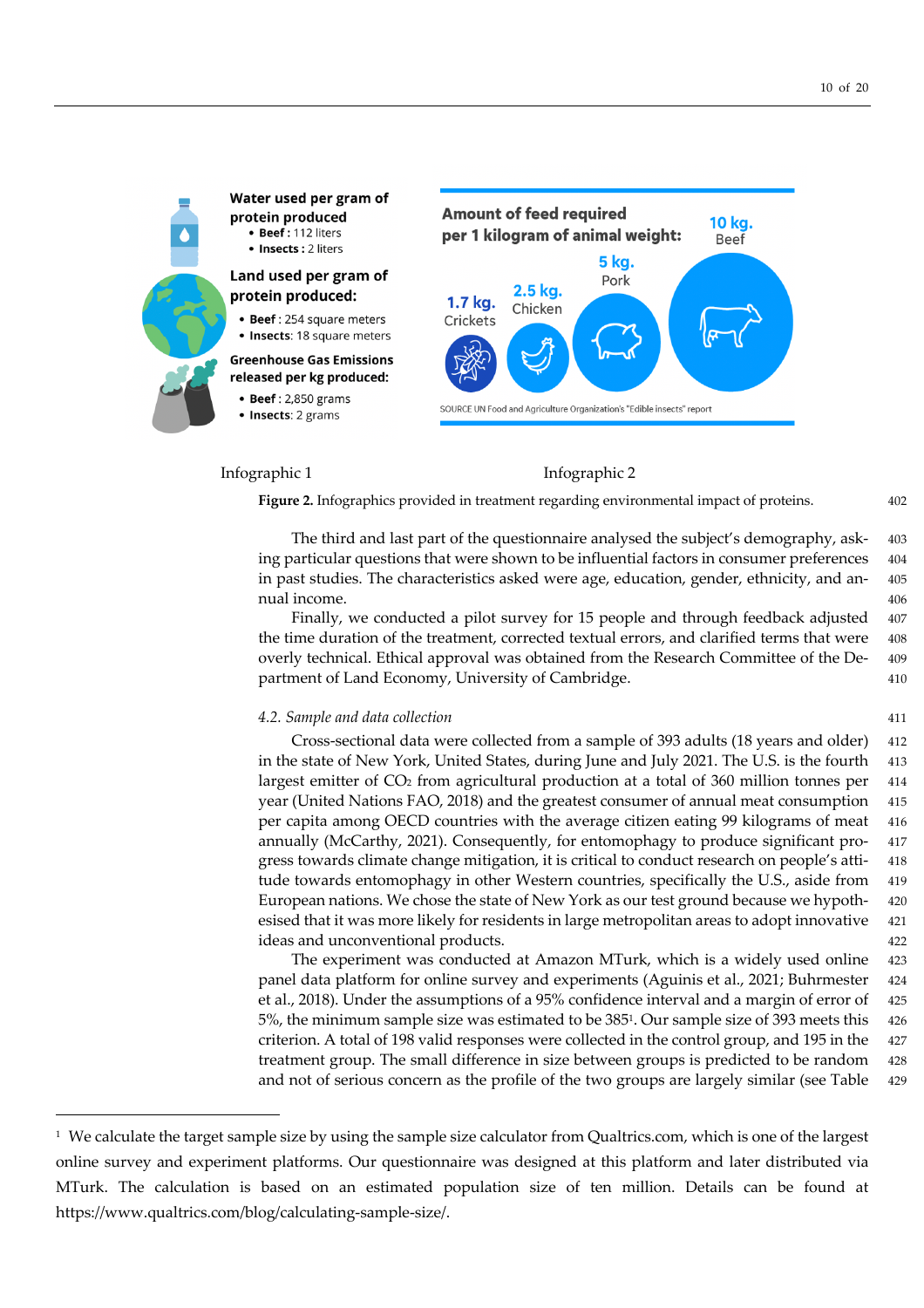**Water used per gram of protein produced**
- **Beef :** 112 liters
- **Insects :** 2 liters

**Land used per gram of protein produced:**
- **Beef** : 254 square meters
- **Insects**: 18 square meters

**Greenhouse Gas Emissions released per kg produced:**
- **Beef** : 2,850 grams
- **Insects**: 2 grams

Infographic 1

**Amount of feed required per 1 kilogram of animal weight:**

1.7 kg. Crickets
2.5 kg. Chicken
5 kg. Pork
10 kg. Beef

SOURCE UN Food and Agriculture Organization's "Edible insects" report

Infographic 2

**Figure 2.** Infographics provided in treatment regarding environmental impact of proteins.

The third and last part of the questionnaire analysed the subject's demography, asking particular questions that were shown to be influential factors in consumer preferences in past studies. The characteristics asked were age, education, gender, ethnicity, and annual income.

Finally, we conducted a pilot survey for 15 people and through feedback adjusted the time duration of the treatment, corrected textual errors, and clarified terms that were overly technical. Ethical approval was obtained from the Research Committee of the Department of Land Economy, University of Cambridge.

### *4.2. Sample and data collection*

Cross-sectional data were collected from a sample of 393 adults (18 years and older) in the state of New York, United States, during June and July 2021. The U.S. is the fourth largest emitter of $CO_2$ from agricultural production at a total of 360 million tonnes per year (United Nations FAO, 2018) and the greatest consumer of annual meat consumption per capita among OECD countries with the average citizen eating 99 kilograms of meat annually (McCarthy, 2021). Consequently, for entomophagy to produce significant progress towards climate change mitigation, it is critical to conduct research on people's attitude towards entomophagy in other Western countries, specifically the U.S., aside from European nations. We chose the state of New York as our test ground because we hypothesised that it was more likely for residents in large metropolitan areas to adopt innovative ideas and unconventional products.

The experiment was conducted at Amazon MTurk, which is a widely used online panel data platform for online survey and experiments (Aguinis et al., 2021; Buhrmester et al., 2018). Under the assumptions of a 95% confidence interval and a margin of error of 5%, the minimum sample size was estimated to be 385[1]. Our sample size of 393 meets this criterion. A total of 198 valid responses were collected in the control group, and 195 in the treatment group. The small difference in size between groups is predicted to be random and not of serious concern as the profile of the two groups are largely similar (see Table

[1] We calculate the target sample size by using the sample size calculator from Qualtrics.com, which is one of the largest online survey and experiment platforms. Our questionnaire was designed at this platform and later distributed via MTurk. The calculation is based on an estimated population size of ten million. Details can be found at https://www.qualtrics.com/blog/calculating-sample-size/.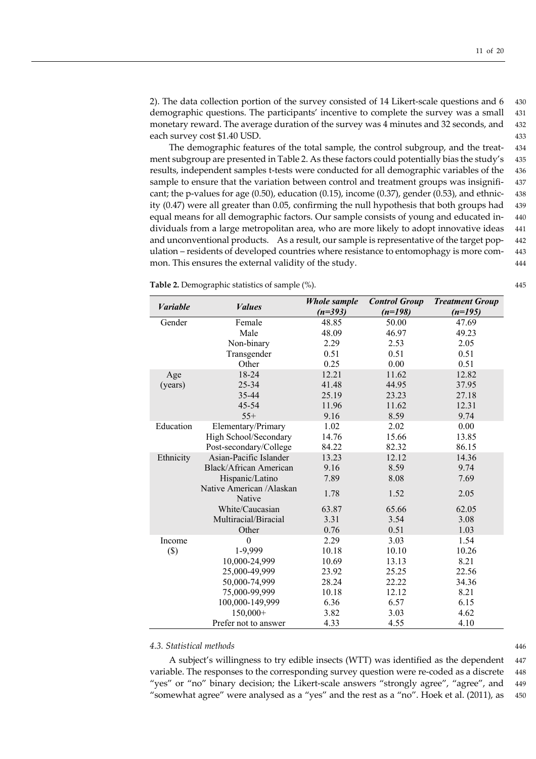2). The data collection portion of the survey consisted of 14 Likert-scale questions and 6 demographic questions. The participants' incentive to complete the survey was a small monetary reward. The average duration of the survey was 4 minutes and 32 seconds, and each survey cost $1.40 USD.

The demographic features of the total sample, the control subgroup, and the treatment subgroup are presented in Table 2. As these factors could potentially bias the study's results, independent samples t-tests were conducted for all demographic variables of the sample to ensure that the variation between control and treatment groups was insignificant; the p-values for age (0.50), education (0.15), income (0.37), gender (0.53), and ethnicity (0.47) were all greater than 0.05, confirming the null hypothesis that both groups had equal means for all demographic factors. Our sample consists of young and educated individuals from a large metropolitan area, who are more likely to adopt innovative ideas and unconventional products. As a result, our sample is representative of the target population – residents of developed countries where resistance to entomophagy is more common. This ensures the external validity of the study.

**Table 2.** Demographic statistics of sample (%).

| *Variable* | *Values* | *Whole sample (n=393)* | *Control Group (n=198)* | *Treatment Group (n=195)* |
|---|---|---|---|---|
| Gender | Female | 48.85 | 50.00 | 47.69 |
| | Male | 48.09 | 46.97 | 49.23 |
| | Non-binary | 2.29 | 2.53 | 2.05 |
| | Transgender | 0.51 | 0.51 | 0.51 |
| | Other | 0.25 | 0.00 | 0.51 |
| Age (years) | 18-24 | 12.21 | 11.62 | 12.82 |
| | 25-34 | 41.48 | 44.95 | 37.95 |
| | 35-44 | 25.19 | 23.23 | 27.18 |
| | 45-54 | 11.96 | 11.62 | 12.31 |
| | 55+ | 9.16 | 8.59 | 9.74 |
| Education | Elementary/Primary | 1.02 | 2.02 | 0.00 |
| | High School/Secondary | 14.76 | 15.66 | 13.85 |
| | Post-secondary/College | 84.22 | 82.32 | 86.15 |
| Ethnicity | Asian-Pacific Islander | 13.23 | 12.12 | 14.36 |
| | Black/African American | 9.16 | 8.59 | 9.74 |
| | Hispanic/Latino | 7.89 | 8.08 | 7.69 |
| | Native American /Alaskan Native | 1.78 | 1.52 | 2.05 |
| | White/Caucasian | 63.87 | 65.66 | 62.05 |
| | Multiracial/Biracial | 3.31 | 3.54 | 3.08 |
| | Other | 0.76 | 0.51 | 1.03 |
| Income ($) | 0 | 2.29 | 3.03 | 1.54 |
| | 1-9,999 | 10.18 | 10.10 | 10.26 |
| | 10,000-24,999 | 10.69 | 13.13 | 8.21 |
| | 25,000-49,999 | 23.92 | 25.25 | 22.56 |
| | 50,000-74,999 | 28.24 | 22.22 | 34.36 |
| | 75,000-99,999 | 10.18 | 12.12 | 8.21 |
| | 100,000-149,999 | 6.36 | 6.57 | 6.15 |
| | 150,000+ | 3.82 | 3.03 | 4.62 |
| | Prefer not to answer | 4.33 | 4.55 | 4.10 |

### *4.3. Statistical methods*

A subject's willingness to try edible insects (WTT) was identified as the dependent variable. The responses to the corresponding survey question were re-coded as a discrete "yes" or "no" binary decision; the Likert-scale answers "strongly agree", "agree", and "somewhat agree" were analysed as a "yes" and the rest as a "no". Hoek et al. (2011), as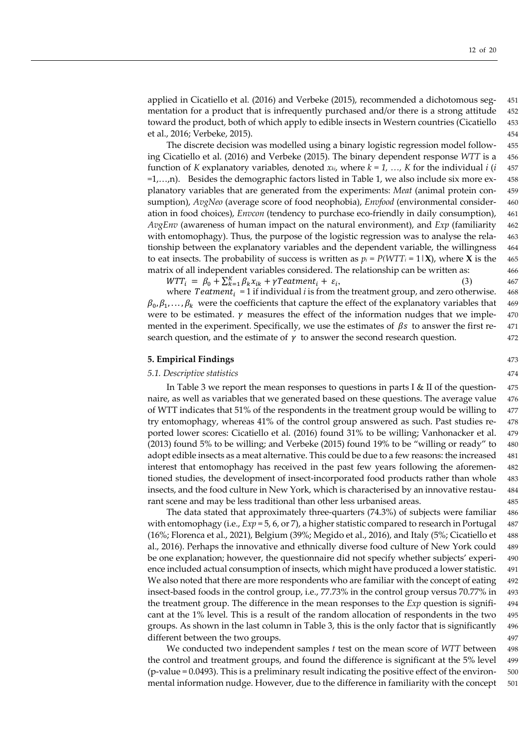applied in Cicatiello et al. (2016) and Verbeke (2015), recommended a dichotomous segmentation for a product that is infrequently purchased and/or there is a strong attitude toward the product, both of which apply to edible insects in Western countries (Cicatiello et al., 2016; Verbeke, 2015).

The discrete decision was modelled using a binary logistic regression model following Cicatiello et al. (2016) and Verbeke (2015). The binary dependent response *WTT* is a function of *K* explanatory variables, denoted $x_{ki}$, where $k = 1, \ldots, K$ for the individual $i$ ($i = 1, \ldots, n$). Besides the demographic factors listed in Table 1, we also include six more explanatory variables that are generated from the experiments: *Meat* (animal protein consumption), *AvgNeo* (average score of food neophobia), *Envfood* (environmental consideration in food choices), *Envcon* (tendency to purchase eco-friendly in daily consumption), *AvgEnv* (awareness of human impact on the natural environment), and *Exp* (familiarity with entomophagy). Thus, the purpose of the logistic regression was to analyse the relationship between the explanatory variables and the dependent variable, the willingness to eat insects. The probability of success is written as $p_i = P(WTT_i = 1|\mathbf{X})$, where $\mathbf{X}$ is the matrix of all independent variables considered. The relationship can be written as:

$$WTT_i = \beta_0 + \sum_{k=1}^{K} \beta_k x_{ik} + \gamma Teatment_i + \varepsilon_i, \quad (3)$$

where $Teatment_i = 1$ if individual $i$ is from the treatment group, and zero otherwise. $\beta_0, \beta_1, \ldots, \beta_k$ were the coefficients that capture the effect of the explanatory variables that were to be estimated. $\gamma$ measures the effect of the information nudges that we implemented in the experiment. Specifically, we use the estimates of $\beta s$ to answer the first research question, and the estimate of $\gamma$ to answer the second research question.

## 5. Empirical Findings

### *5.1. Descriptive statistics*

In Table 3 we report the mean responses to questions in parts I & II of the questionnaire, as well as variables that we generated based on these questions. The average value of WTT indicates that 51% of the respondents in the treatment group would be willing to try entomophagy, whereas 41% of the control group answered as such. Past studies reported lower scores: Cicatiello et al. (2016) found 31% to be willing; Vanhonacker et al. (2013) found 5% to be willing; and Verbeke (2015) found 19% to be "willing or ready" to adopt edible insects as a meat alternative. This could be due to a few reasons: the increased interest that entomophagy has received in the past few years following the aforementioned studies, the development of insect-incorporated food products rather than whole insects, and the food culture in New York, which is characterised by an innovative restaurant scene and may be less traditional than other less urbanised areas.

The data stated that approximately three-quarters (74.3%) of subjects were familiar with entomophagy (i.e., *Exp* = 5, 6, or 7), a higher statistic compared to research in Portugal (16%; Florenca et al., 2021), Belgium (39%; Megido et al., 2016), and Italy (5%; Cicatiello et al., 2016). Perhaps the innovative and ethnically diverse food culture of New York could be one explanation; however, the questionnaire did not specify whether subjects' experience included actual consumption of insects, which might have produced a lower statistic. We also noted that there are more respondents who are familiar with the concept of eating insect-based foods in the control group, i.e., 77.73% in the control group versus 70.77% in the treatment group. The difference in the mean responses to the *Exp* question is significant at the 1% level. This is a result of the random allocation of respondents in the two groups. As shown in the last column in Table 3, this is the only factor that is significantly different between the two groups.

We conducted two independent samples *t* test on the mean score of *WTT* between the control and treatment groups, and found the difference is significant at the 5% level (p-value = 0.0493). This is a preliminary result indicating the positive effect of the environmental information nudge. However, due to the difference in familiarity with the concept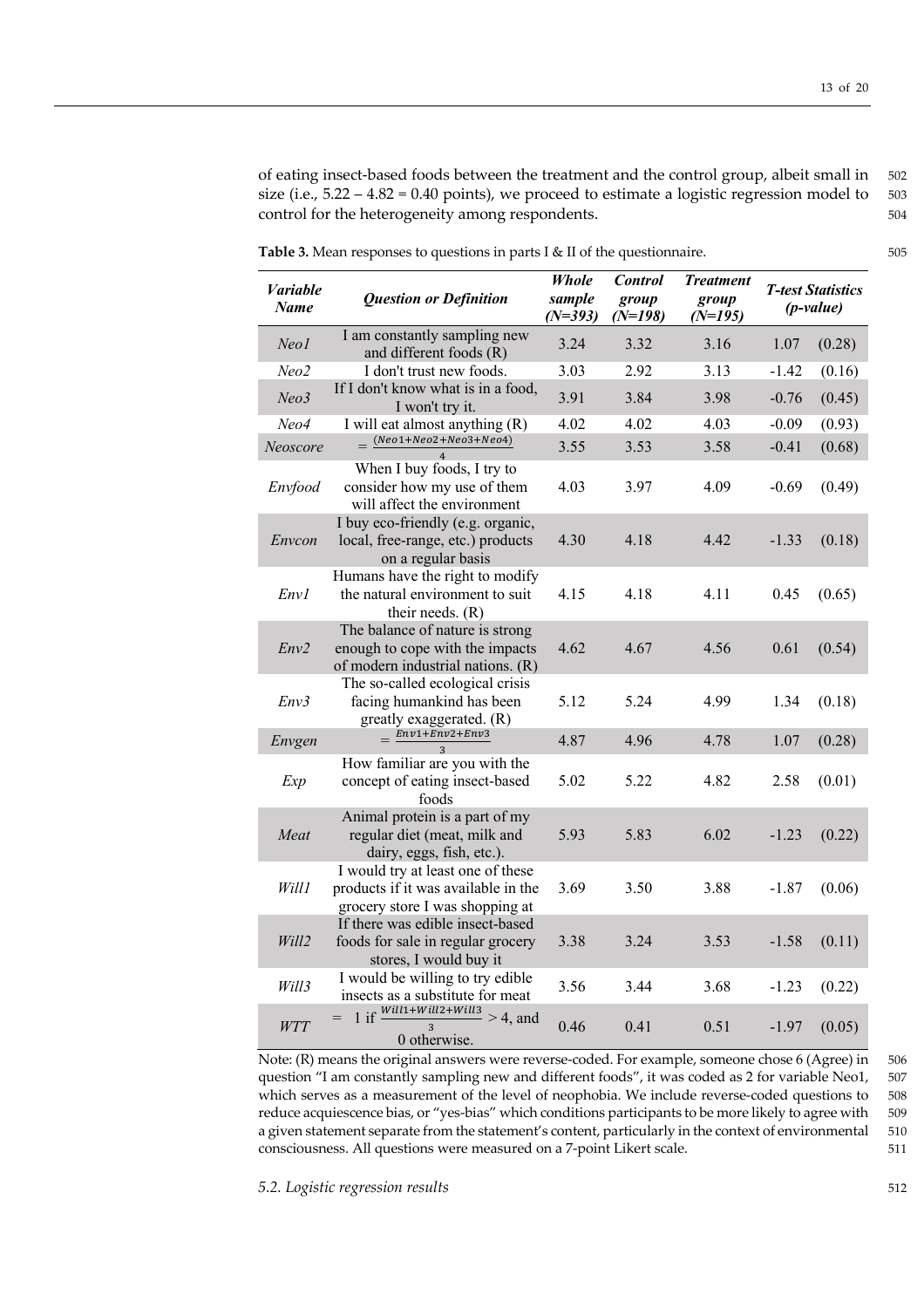of eating insect-based foods between the treatment and the control group, albeit small in size (i.e., 5.22 – 4.82 = 0.40 points), we proceed to estimate a logistic regression model to control for the heterogeneity among respondents.

**Table 3.** Mean responses to questions in parts I & II of the questionnaire.

| *Variable Name* | *Question or Definition* | *Whole sample (N=393)* | *Control group (N=198)* | *Treatment group (N=195)* | *T-test Statistics (p-value)* | |
|---|---|---|---|---|---|---|
| *Neo1* | I am constantly sampling new and different foods (R) | 3.24 | 3.32 | 3.16 | 1.07 | (0.28) |
| *Neo2* | I don't trust new foods. | 3.03 | 2.92 | 3.13 | -1.42 | (0.16) |
| *Neo3* | If I don't know what is in a food, I won't try it. | 3.91 | 3.84 | 3.98 | -0.76 | (0.45) |
| *Neo4* | I will eat almost anything (R) | 4.02 | 4.02 | 4.03 | -0.09 | (0.93) |
| *Neoscore* | $= \frac{(Neo1+Neo2+Neo3+Neo4)}{4}$ | 3.55 | 3.53 | 3.58 | -0.41 | (0.68) |
| *Envfood* | When I buy foods, I try to consider how my use of them will affect the environment | 4.03 | 3.97 | 4.09 | -0.69 | (0.49) |
| *Envcon* | I buy eco-friendly (e.g. organic, local, free-range, etc.) products on a regular basis | 4.30 | 4.18 | 4.42 | -1.33 | (0.18) |
| *Env1* | Humans have the right to modify the natural environment to suit their needs. (R) | 4.15 | 4.18 | 4.11 | 0.45 | (0.65) |
| *Env2* | The balance of nature is strong enough to cope with the impacts of modern industrial nations. (R) | 4.62 | 4.67 | 4.56 | 0.61 | (0.54) |
| *Env3* | The so-called ecological crisis facing humankind has been greatly exaggerated. (R) | 5.12 | 5.24 | 4.99 | 1.34 | (0.18) |
| *Envgen* | $= \frac{Env1+Env2+Env3}{3}$ | 4.87 | 4.96 | 4.78 | 1.07 | (0.28) |
| *Exp* | How familiar are you with the concept of eating insect-based foods | 5.02 | 5.22 | 4.82 | 2.58 | (0.01) |
| *Meat* | Animal protein is a part of my regular diet (meat, milk and dairy, eggs, fish, etc.). | 5.93 | 5.83 | 6.02 | -1.23 | (0.22) |
| *Will1* | I would try at least one of these products if it was available in the grocery store I was shopping at | 3.69 | 3.50 | 3.88 | -1.87 | (0.06) |
| *Will2* | If there was edible insect-based foods for sale in regular grocery stores, I would buy it | 3.38 | 3.24 | 3.53 | -1.58 | (0.11) |
| *Will3* | I would be willing to try edible insects as a substitute for meat | 3.56 | 3.44 | 3.68 | -1.23 | (0.22) |
| *WTT* | $= 1$ if $\frac{Will1+Will2+Will3}{3} > 4$, and 0 otherwise. | 0.46 | 0.41 | 0.51 | -1.97 | (0.05) |

Note: (R) means the original answers were reverse-coded. For example, someone chose 6 (Agree) in question "I am constantly sampling new and different foods", it was coded as 2 for variable Neo1, which serves as a measurement of the level of neophobia. We include reverse-coded questions to reduce acquiescence bias, or "yes-bias" which conditions participants to be more likely to agree with a given statement separate from the statement's content, particularly in the context of environmental consciousness. All questions were measured on a 7-point Likert scale.

### *5.2. Logistic regression results*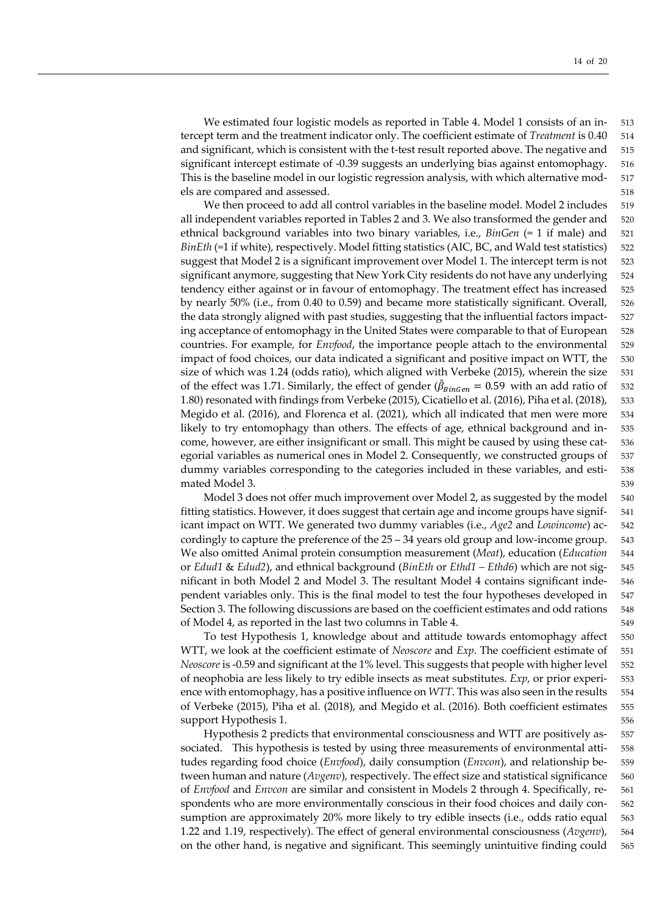We estimated four logistic models as reported in Table 4. Model 1 consists of an intercept term and the treatment indicator only. The coefficient estimate of *Treatment* is 0.40 and significant, which is consistent with the t-test result reported above. The negative and significant intercept estimate of -0.39 suggests an underlying bias against entomophagy. This is the baseline model in our logistic regression analysis, with which alternative models are compared and assessed.

We then proceed to add all control variables in the baseline model. Model 2 includes all independent variables reported in Tables 2 and 3. We also transformed the gender and ethnical background variables into two binary variables, i.e., *BinGen* (= 1 if male) and *BinEth* (=1 if white), respectively. Model fitting statistics (AIC, BC, and Wald test statistics) suggest that Model 2 is a significant improvement over Model 1. The intercept term is not significant anymore, suggesting that New York City residents do not have any underlying tendency either against or in favour of entomophagy. The treatment effect has increased by nearly 50% (i.e., from 0.40 to 0.59) and became more statistically significant. Overall, the data strongly aligned with past studies, suggesting that the influential factors impacting acceptance of entomophagy in the United States were comparable to that of European countries. For example, for *Envfood*, the importance people attach to the environmental impact of food choices, our data indicated a significant and positive impact on WTT, the size of which was 1.24 (odds ratio), which aligned with Verbeke (2015), wherein the size of the effect was 1.71. Similarly, the effect of gender ($\hat{\beta}_{BinGen} = 0.59$ with an add ratio of 1.80) resonated with findings from Verbeke (2015), Cicatiello et al. (2016), Piha et al. (2018), Megido et al. (2016), and Florenca et al. (2021), which all indicated that men were more likely to try entomophagy than others. The effects of age, ethnical background and income, however, are either insignificant or small. This might be caused by using these categorial variables as numerical ones in Model 2. Consequently, we constructed groups of dummy variables corresponding to the categories included in these variables, and estimated Model 3.

Model 3 does not offer much improvement over Model 2, as suggested by the model fitting statistics. However, it does suggest that certain age and income groups have significant impact on WTT. We generated two dummy variables (i.e., *Age2* and *Lowincome*) accordingly to capture the preference of the 25 – 34 years old group and low-income group. We also omitted Animal protein consumption measurement (*Meat*), education (*Education* or *Edud1* & *Edud2*), and ethnical background (*BinEth* or *Ethd1* – *Ethd6*) which are not significant in both Model 2 and Model 3. The resultant Model 4 contains significant independent variables only. This is the final model to test the four hypotheses developed in Section 3. The following discussions are based on the coefficient estimates and odd rations of Model 4, as reported in the last two columns in Table 4.

To test Hypothesis 1, knowledge about and attitude towards entomophagy affect WTT, we look at the coefficient estimate of *Neoscore* and *Exp*. The coefficient estimate of *Neoscore* is -0.59 and significant at the 1% level. This suggests that people with higher level of neophobia are less likely to try edible insects as meat substitutes. *Exp*, or prior experience with entomophagy, has a positive influence on *WTT*. This was also seen in the results of Verbeke (2015), Piha et al. (2018), and Megido et al. (2016). Both coefficient estimates support Hypothesis 1.

Hypothesis 2 predicts that environmental consciousness and WTT are positively associated. This hypothesis is tested by using three measurements of environmental attitudes regarding food choice (*Envfood*), daily consumption (*Envcon*), and relationship between human and nature (*Avgenv*), respectively. The effect size and statistical significance of *Envfood* and *Envcon* are similar and consistent in Models 2 through 4. Specifically, respondents who are more environmentally conscious in their food choices and daily consumption are approximately 20% more likely to try edible insects (i.e., odds ratio equal 1.22 and 1.19, respectively). The effect of general environmental consciousness (*Avgenv*), on the other hand, is negative and significant. This seemingly unintuitive finding could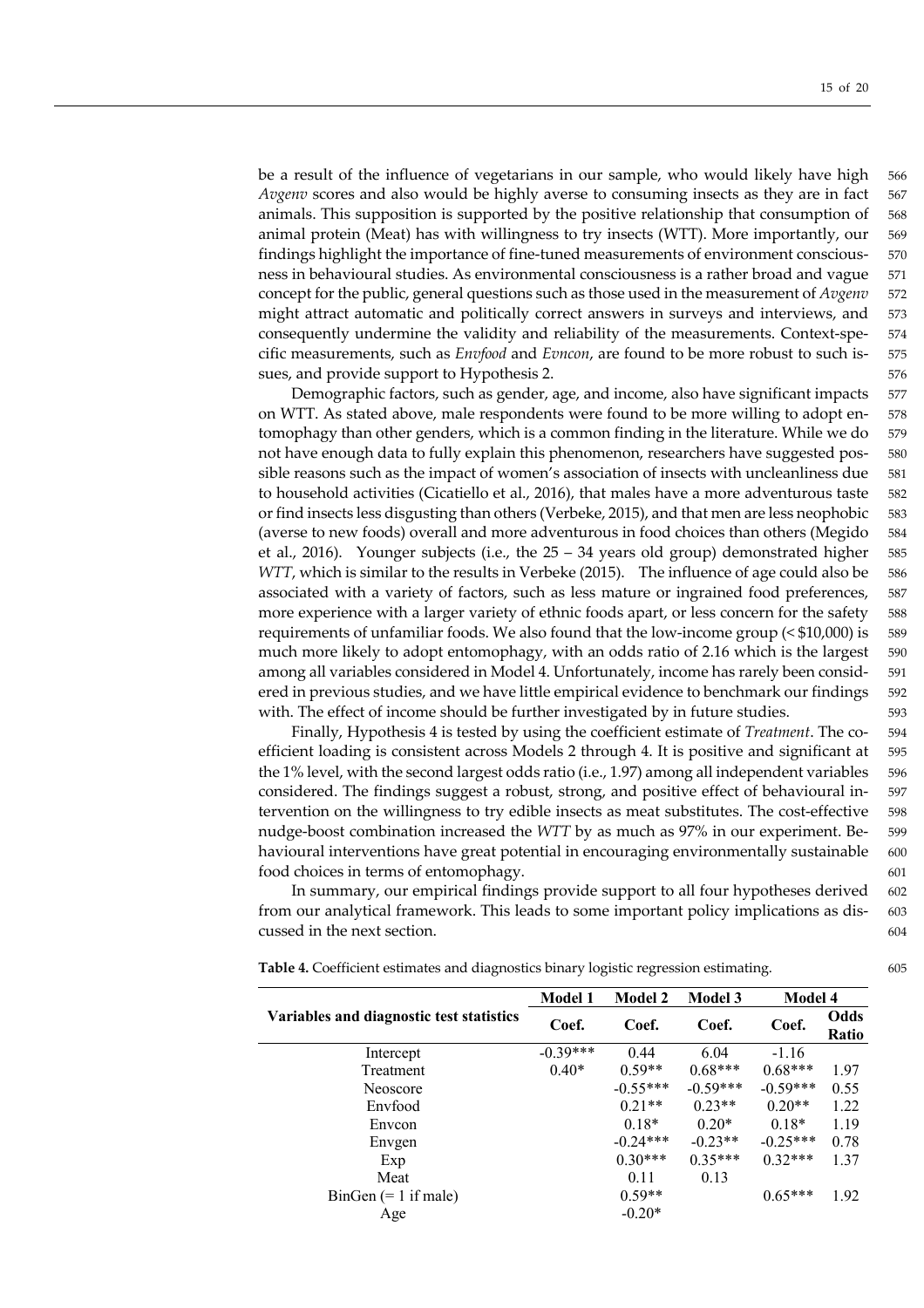be a result of the influence of vegetarians in our sample, who would likely have high *Avgenv* scores and also would be highly averse to consuming insects as they are in fact animals. This supposition is supported by the positive relationship that consumption of animal protein (Meat) has with willingness to try insects (WTT). More importantly, our findings highlight the importance of fine-tuned measurements of environment consciousness in behavioural studies. As environmental consciousness is a rather broad and vague concept for the public, general questions such as those used in the measurement of *Avgenv* might attract automatic and politically correct answers in surveys and interviews, and consequently undermine the validity and reliability of the measurements. Context-specific measurements, such as *Envfood* and *Evncon*, are found to be more robust to such issues, and provide support to Hypothesis 2.

Demographic factors, such as gender, age, and income, also have significant impacts on WTT. As stated above, male respondents were found to be more willing to adopt entomophagy than other genders, which is a common finding in the literature. While we do not have enough data to fully explain this phenomenon, researchers have suggested possible reasons such as the impact of women's association of insects with uncleanliness due to household activities (Cicatiello et al., 2016), that males have a more adventurous taste or find insects less disgusting than others (Verbeke, 2015), and that men are less neophobic (averse to new foods) overall and more adventurous in food choices than others (Megido et al., 2016). Younger subjects (i.e., the 25 – 34 years old group) demonstrated higher *WTT*, which is similar to the results in Verbeke (2015). The influence of age could also be associated with a variety of factors, such as less mature or ingrained food preferences, more experience with a larger variety of ethnic foods apart, or less concern for the safety requirements of unfamiliar foods. We also found that the low-income group (< $10,000) is much more likely to adopt entomophagy, with an odds ratio of 2.16 which is the largest among all variables considered in Model 4. Unfortunately, income has rarely been considered in previous studies, and we have little empirical evidence to benchmark our findings with. The effect of income should be further investigated by in future studies.

Finally, Hypothesis 4 is tested by using the coefficient estimate of *Treatment*. The coefficient loading is consistent across Models 2 through 4. It is positive and significant at the 1% level, with the second largest odds ratio (i.e., 1.97) among all independent variables considered. The findings suggest a robust, strong, and positive effect of behavioural intervention on the willingness to try edible insects as meat substitutes. The cost-effective nudge-boost combination increased the *WTT* by as much as 97% in our experiment. Behavioural interventions have great potential in encouraging environmentally sustainable food choices in terms of entomophagy.

In summary, our empirical findings provide support to all four hypotheses derived from our analytical framework. This leads to some important policy implications as discussed in the next section.

**Table 4.** Coefficient estimates and diagnostics binary logistic regression estimating.

| Variables and diagnostic test statistics | Model 1 | Model 2 | Model 3 | Model 4 | |
|---|---|---|---|---|---|
| | Coef. | Coef. | Coef. | Coef. | Odds Ratio |
| Intercept | -0.39*** | 0.44 | 6.04 | -1.16 | |
| Treatment | 0.40* | 0.59** | 0.68*** | 0.68*** | 1.97 |
| Neoscore | | -0.55*** | -0.59*** | -0.59*** | 0.55 |
| Envfood | | 0.21** | 0.23** | 0.20** | 1.22 |
| Envcon | | 0.18* | 0.20* | 0.18* | 1.19 |
| Envgen | | -0.24*** | -0.23** | -0.25*** | 0.78 |
| Exp | | 0.30*** | 0.35*** | 0.32*** | 1.37 |
| Meat | | 0.11 | 0.13 | | |
| BinGen (= 1 if male) | | 0.59** | | 0.65*** | 1.92 |
| Age | | -0.20* | | | |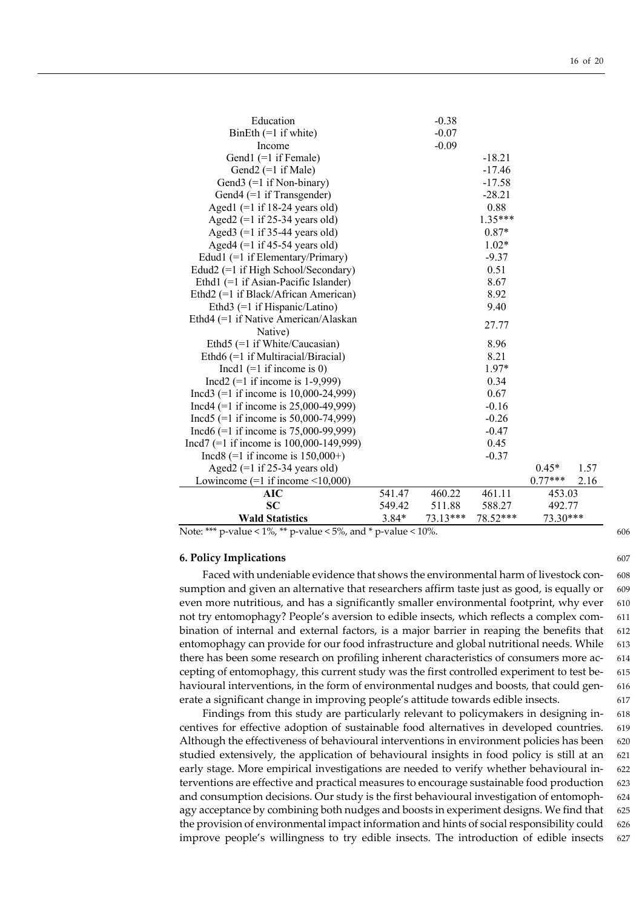| | | | | | |
|---|---|---|---|---|---|
| Education | | -0.38 | | | |
| BinEth (=1 if white) | | -0.07 | | | |
| Income | | -0.09 | | | |
| Gend1 (=1 if Female) | | | -18.21 | | |
| Gend2 (=1 if Male) | | | -17.46 | | |
| Gend3 (=1 if Non-binary) | | | -17.58 | | |
| Gend4 (=1 if Transgender) | | | -28.21 | | |
| Aged1 (=1 if 18-24 years old) | | | 0.88 | | |
| Aged2 (=1 if 25-34 years old) | | | 1.35*** | | |
| Aged3 (=1 if 35-44 years old) | | | 0.87* | | |
| Aged4 (=1 if 45-54 years old) | | | 1.02* | | |
| Edud1 (=1 if Elementary/Primary) | | | -9.37 | | |
| Edud2 (=1 if High School/Secondary) | | | 0.51 | | |
| Ethd1 (=1 if Asian-Pacific Islander) | | | 8.67 | | |
| Ethd2 (=1 if Black/African American) | | | 8.92 | | |
| Ethd3 (=1 if Hispanic/Latino) | | | 9.40 | | |
| Ethd4 (=1 if Native American/Alaskan Native) | | | 27.77 | | |
| Ethd5 (=1 if White/Caucasian) | | | 8.96 | | |
| Ethd6 (=1 if Multiracial/Biracial) | | | 8.21 | | |
| Incd1 (=1 if income is 0) | | | 1.97* | | |
| Incd2 (=1 if income is 1-9,999) | | | 0.34 | | |
| Incd3 (=1 if income is 10,000-24,999) | | | 0.67 | | |
| Incd4 (=1 if income is 25,000-49,999) | | | -0.16 | | |
| Incd5 (=1 if income is 50,000-74,999) | | | -0.26 | | |
| Incd6 (=1 if income is 75,000-99,999) | | | -0.47 | | |
| Incd7 (=1 if income is 100,000-149,999) | | | 0.45 | | |
| Incd8 (=1 if income is 150,000+) | | | -0.37 | | |
| Aged2 (=1 if 25-34 years old) | | | | 0.45* | 1.57 |
| Lowincome (=1 if income <10,000) | | | | 0.77*** | 2.16 |
| **AIC** | 541.47 | 460.22 | 461.11 | 453.03 | |
| **SC** | 549.42 | 511.88 | 588.27 | 492.77 | |
| **Wald Statistics** | 3.84* | 73.13*** | 78.52*** | 73.30*** | |

Note: *** p-value < 1%, ** p-value < 5%, and * p-value < 10%.

## 6. Policy Implications

Faced with undeniable evidence that shows the environmental harm of livestock consumption and given an alternative that researchers affirm taste just as good, is equally or even more nutritious, and has a significantly smaller environmental footprint, why ever not try entomophagy? People's aversion to edible insects, which reflects a complex combination of internal and external factors, is a major barrier in reaping the benefits that entomophagy can provide for our food infrastructure and global nutritional needs. While there has been some research on profiling inherent characteristics of consumers more accepting of entomophagy, this current study was the first controlled experiment to test behavioural interventions, in the form of environmental nudges and boosts, that could generate a significant change in improving people's attitude towards edible insects.

Findings from this study are particularly relevant to policymakers in designing incentives for effective adoption of sustainable food alternatives in developed countries. Although the effectiveness of behavioural interventions in environment policies has been studied extensively, the application of behavioural insights in food policy is still at an early stage. More empirical investigations are needed to verify whether behavioural interventions are effective and practical measures to encourage sustainable food production and consumption decisions. Our study is the first behavioural investigation of entomophagy acceptance by combining both nudges and boosts in experiment designs. We find that the provision of environmental impact information and hints of social responsibility could improve people's willingness to try edible insects. The introduction of edible insects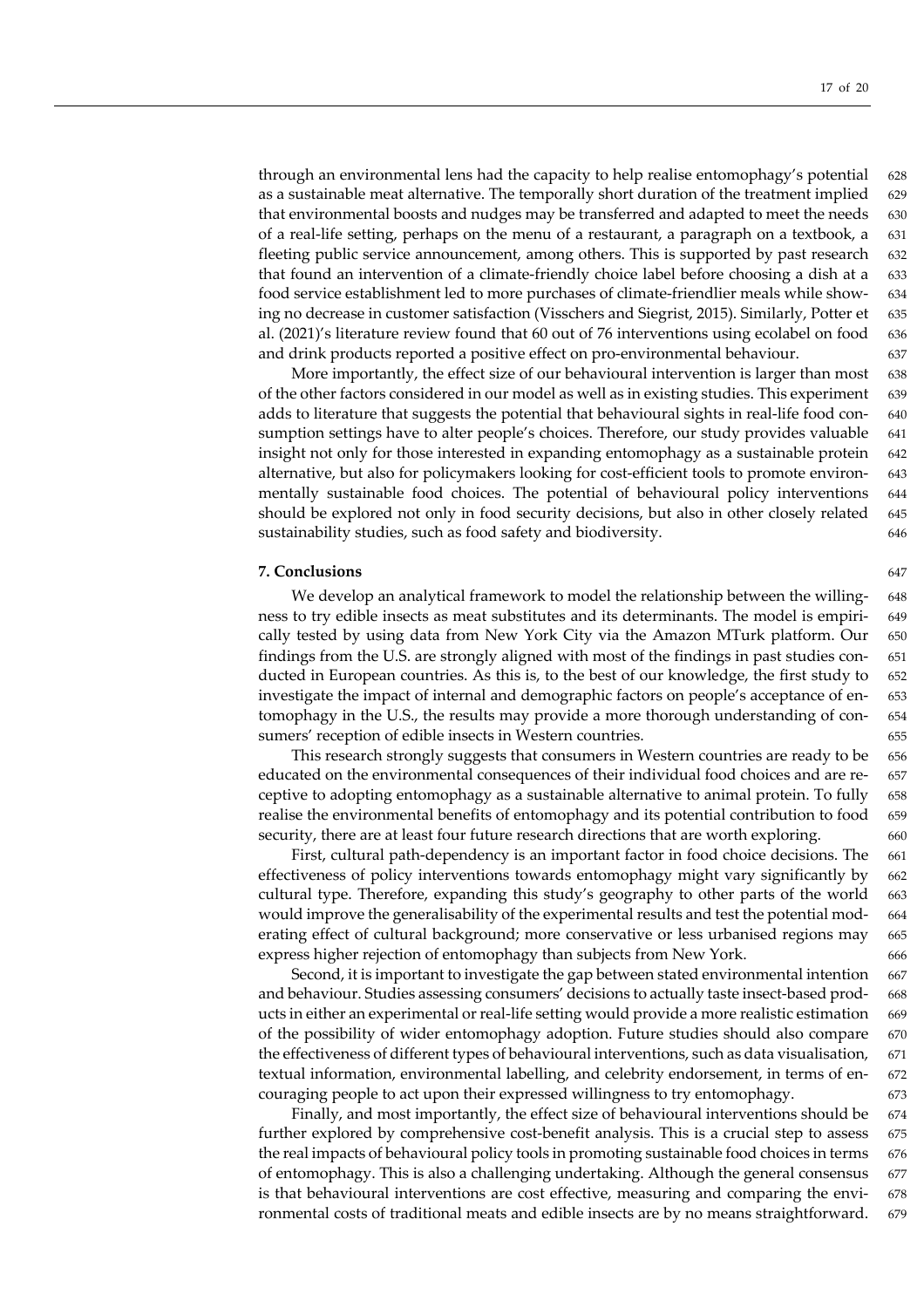through an environmental lens had the capacity to help realise entomophagy's potential as a sustainable meat alternative. The temporally short duration of the treatment implied that environmental boosts and nudges may be transferred and adapted to meet the needs of a real-life setting, perhaps on the menu of a restaurant, a paragraph on a textbook, a fleeting public service announcement, among others. This is supported by past research that found an intervention of a climate-friendly choice label before choosing a dish at a food service establishment led to more purchases of climate-friendlier meals while showing no decrease in customer satisfaction (Visschers and Siegrist, 2015). Similarly, Potter et al. (2021)'s literature review found that 60 out of 76 interventions using ecolabel on food and drink products reported a positive effect on pro-environmental behaviour.

More importantly, the effect size of our behavioural intervention is larger than most of the other factors considered in our model as well as in existing studies. This experiment adds to literature that suggests the potential that behavioural sights in real-life food consumption settings have to alter people's choices. Therefore, our study provides valuable insight not only for those interested in expanding entomophagy as a sustainable protein alternative, but also for policymakers looking for cost-efficient tools to promote environmentally sustainable food choices. The potential of behavioural policy interventions should be explored not only in food security decisions, but also in other closely related sustainability studies, such as food safety and biodiversity.

## 7. Conclusions

We develop an analytical framework to model the relationship between the willingness to try edible insects as meat substitutes and its determinants. The model is empirically tested by using data from New York City via the Amazon MTurk platform. Our findings from the U.S. are strongly aligned with most of the findings in past studies conducted in European countries. As this is, to the best of our knowledge, the first study to investigate the impact of internal and demographic factors on people's acceptance of entomophagy in the U.S., the results may provide a more thorough understanding of consumers' reception of edible insects in Western countries.

This research strongly suggests that consumers in Western countries are ready to be educated on the environmental consequences of their individual food choices and are receptive to adopting entomophagy as a sustainable alternative to animal protein. To fully realise the environmental benefits of entomophagy and its potential contribution to food security, there are at least four future research directions that are worth exploring.

First, cultural path-dependency is an important factor in food choice decisions. The effectiveness of policy interventions towards entomophagy might vary significantly by cultural type. Therefore, expanding this study's geography to other parts of the world would improve the generalisability of the experimental results and test the potential moderating effect of cultural background; more conservative or less urbanised regions may express higher rejection of entomophagy than subjects from New York.

Second, it is important to investigate the gap between stated environmental intention and behaviour. Studies assessing consumers' decisions to actually taste insect-based products in either an experimental or real-life setting would provide a more realistic estimation of the possibility of wider entomophagy adoption. Future studies should also compare the effectiveness of different types of behavioural interventions, such as data visualisation, textual information, environmental labelling, and celebrity endorsement, in terms of encouraging people to act upon their expressed willingness to try entomophagy.

Finally, and most importantly, the effect size of behavioural interventions should be further explored by comprehensive cost-benefit analysis. This is a crucial step to assess the real impacts of behavioural policy tools in promoting sustainable food choices in terms of entomophagy. This is also a challenging undertaking. Although the general consensus is that behavioural interventions are cost effective, measuring and comparing the environmental costs of traditional meats and edible insects are by no means straightforward.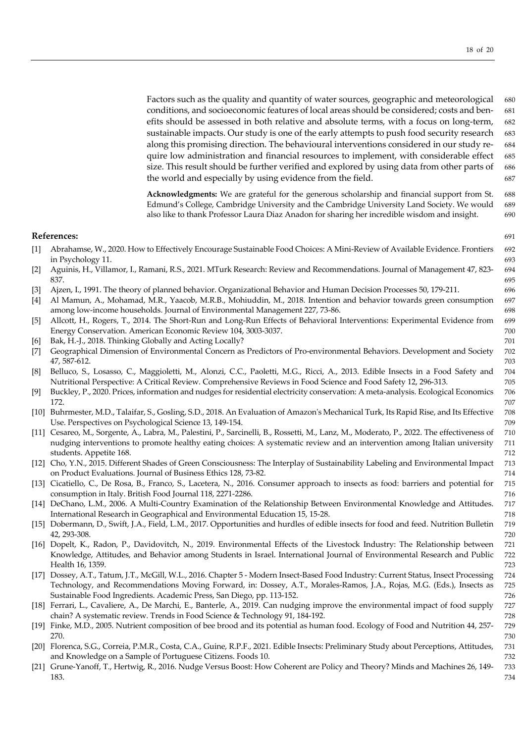Factors such as the quality and quantity of water sources, geographic and meteorological conditions, and socioeconomic features of local areas should be considered; costs and benefits should be assessed in both relative and absolute terms, with a focus on long-term, sustainable impacts. Our study is one of the early attempts to push food security research along this promising direction. The behavioural interventions considered in our study require low administration and financial resources to implement, with considerable effect size. This result should be further verified and explored by using data from other parts of the world and especially by using evidence from the field.

**Acknowledgments:** We are grateful for the generous scholarship and financial support from St. Edmund's College, Cambridge University and the Cambridge University Land Society. We would also like to thank Professor Laura Diaz Anadon for sharing her incredible wisdom and insight.

## References:

[1] Abrahamse, W., 2020. How to Effectively Encourage Sustainable Food Choices: A Mini-Review of Available Evidence. Frontiers in Psychology 11.

[2] Aguinis, H., Villamor, I., Ramani, R.S., 2021. MTurk Research: Review and Recommendations. Journal of Management 47, 823-837.

[3] Ajzen, I., 1991. The theory of planned behavior. Organizational Behavior and Human Decision Processes 50, 179-211.

[4] Al Mamun, A., Mohamad, M.R., Yaacob, M.R.B., Mohiuddin, M., 2018. Intention and behavior towards green consumption among low-income households. Journal of Environmental Management 227, 73-86.

[5] Allcott, H., Rogers, T., 2014. The Short-Run and Long-Run Effects of Behavioral Interventions: Experimental Evidence from Energy Conservation. American Economic Review 104, 3003-3037.

[6] Bak, H.-J., 2018. Thinking Globally and Acting Locally?

[7] Geographical Dimension of Environmental Concern as Predictors of Pro-environmental Behaviors. Development and Society 47, 587-612.

[8] Belluco, S., Losasso, C., Maggioletti, M., Alonzi, C.C., Paoletti, M.G., Ricci, A., 2013. Edible Insects in a Food Safety and Nutritional Perspective: A Critical Review. Comprehensive Reviews in Food Science and Food Safety 12, 296-313.

[9] Buckley, P., 2020. Prices, information and nudges for residential electricity conservation: A meta-analysis. Ecological Economics 172.

[10] Buhrmester, M.D., Talaifar, S., Gosling, S.D., 2018. An Evaluation of Amazon's Mechanical Turk, Its Rapid Rise, and Its Effective Use. Perspectives on Psychological Science 13, 149-154.

[11] Cesareo, M., Sorgente, A., Labra, M., Palestini, P., Sarcinelli, B., Rossetti, M., Lanz, M., Moderato, P., 2022. The effectiveness of nudging interventions to promote healthy eating choices: A systematic review and an intervention among Italian university students. Appetite 168.

[12] Cho, Y.N., 2015. Different Shades of Green Consciousness: The Interplay of Sustainability Labeling and Environmental Impact on Product Evaluations. Journal of Business Ethics 128, 73-82.

[13] Cicatiello, C., De Rosa, B., Franco, S., Lacetera, N., 2016. Consumer approach to insects as food: barriers and potential for consumption in Italy. British Food Journal 118, 2271-2286.

[14] DeChano, L.M., 2006. A Multi-Country Examination of the Relationship Between Environmental Knowledge and Attitudes. International Research in Geographical and Environmental Education 15, 15-28.

[15] Dobermann, D., Swift, J.A., Field, L.M., 2017. Opportunities and hurdles of edible insects for food and feed. Nutrition Bulletin 42, 293-308.

[16] Dopelt, K., Radon, P., Davidovitch, N., 2019. Environmental Effects of the Livestock Industry: The Relationship between Knowledge, Attitudes, and Behavior among Students in Israel. International Journal of Environmental Research and Public Health 16, 1359.

[17] Dossey, A.T., Tatum, J.T., McGill, W.L., 2016. Chapter 5 - Modern Insect-Based Food Industry: Current Status, Insect Processing Technology, and Recommendations Moving Forward, in: Dossey, A.T., Morales-Ramos, J.A., Rojas, M.G. (Eds.), Insects as Sustainable Food Ingredients. Academic Press, San Diego, pp. 113-152.

[18] Ferrari, L., Cavaliere, A., De Marchi, E., Banterle, A., 2019. Can nudging improve the environmental impact of food supply chain? A systematic review. Trends in Food Science & Technology 91, 184-192.

[19] Finke, M.D., 2005. Nutrient composition of bee brood and its potential as human food. Ecology of Food and Nutrition 44, 257-270.

[20] Florenca, S.G., Correia, P.M.R., Costa, C.A., Guine, R.P.F., 2021. Edible Insects: Preliminary Study about Perceptions, Attitudes, and Knowledge on a Sample of Portuguese Citizens. Foods 10.

[21] Grune-Yanoff, T., Hertwig, R., 2016. Nudge Versus Boost: How Coherent are Policy and Theory? Minds and Machines 26, 149-183.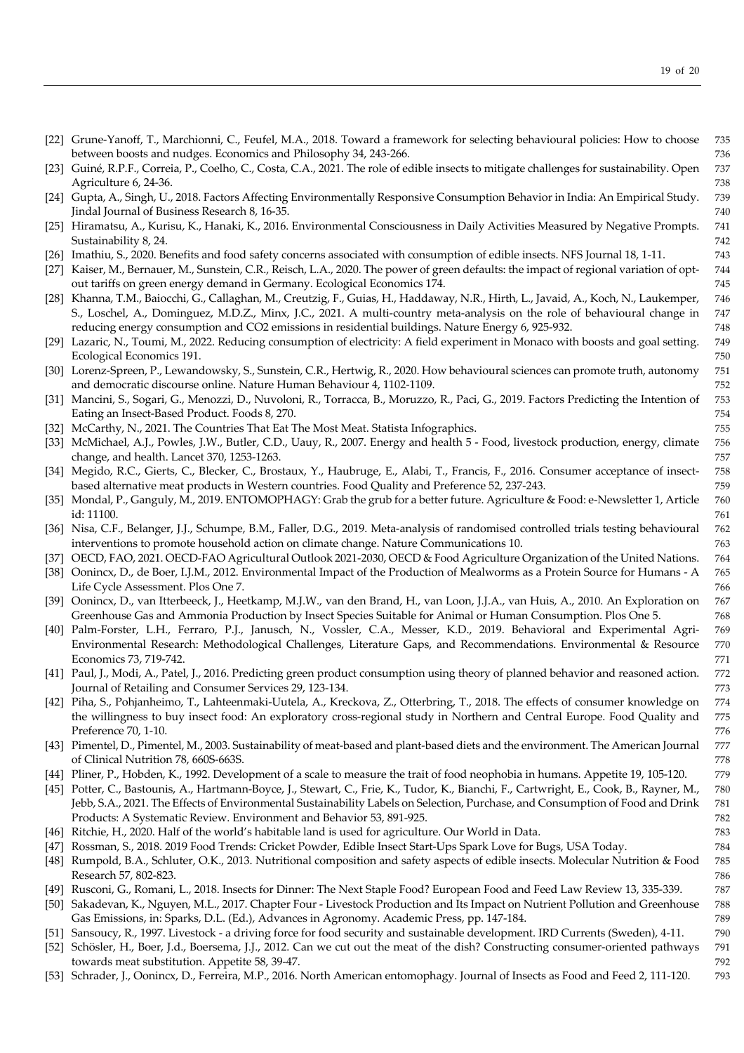[22] Grune-Yanoff, T., Marchionni, C., Feufel, M.A., 2018. Toward a framework for selecting behavioural policies: How to choose between boosts and nudges. Economics and Philosophy 34, 243-266.

[23] Guiné, R.P.F., Correia, P., Coelho, C., Costa, C.A., 2021. The role of edible insects to mitigate challenges for sustainability. Open Agriculture 6, 24-36.

[24] Gupta, A., Singh, U., 2018. Factors Affecting Environmentally Responsive Consumption Behavior in India: An Empirical Study. Jindal Journal of Business Research 8, 16-35.

[25] Hiramatsu, A., Kurisu, K., Hanaki, K., 2016. Environmental Consciousness in Daily Activities Measured by Negative Prompts. Sustainability 8, 24.

[26] Imathiu, S., 2020. Benefits and food safety concerns associated with consumption of edible insects. NFS Journal 18, 1-11.

[27] Kaiser, M., Bernauer, M., Sunstein, C.R., Reisch, L.A., 2020. The power of green defaults: the impact of regional variation of opt-out tariffs on green energy demand in Germany. Ecological Economics 174.

[28] Khanna, T.M., Baiocchi, G., Callaghan, M., Creutzig, F., Guias, H., Haddaway, N.R., Hirth, L., Javaid, A., Koch, N., Laukemper, S., Loschel, A., Dominguez, M.D.Z., Minx, J.C., 2021. A multi-country meta-analysis on the role of behavioural change in reducing energy consumption and CO2 emissions in residential buildings. Nature Energy 6, 925-932.

[29] Lazaric, N., Toumi, M., 2022. Reducing consumption of electricity: A field experiment in Monaco with boosts and goal setting. Ecological Economics 191.

[30] Lorenz-Spreen, P., Lewandowsky, S., Sunstein, C.R., Hertwig, R., 2020. How behavioural sciences can promote truth, autonomy and democratic discourse online. Nature Human Behaviour 4, 1102-1109.

[31] Mancini, S., Sogari, G., Menozzi, D., Nuvoloni, R., Torracca, B., Moruzzo, R., Paci, G., 2019. Factors Predicting the Intention of Eating an Insect-Based Product. Foods 8, 270.

[32] McCarthy, N., 2021. The Countries That Eat The Most Meat. Statista Infographics.

[33] McMichael, A.J., Powles, J.W., Butler, C.D., Uauy, R., 2007. Energy and health 5 - Food, livestock production, energy, climate change, and health. Lancet 370, 1253-1263.

[34] Megido, R.C., Gierts, C., Blecker, C., Brostaux, Y., Haubruge, E., Alabi, T., Francis, F., 2016. Consumer acceptance of insect-based alternative meat products in Western countries. Food Quality and Preference 52, 237-243.

[35] Mondal, P., Ganguly, M., 2019. ENTOMOPHAGY: Grab the grub for a better future. Agriculture & Food: e-Newsletter 1, Article id: 11100.

[36] Nisa, C.F., Belanger, J.J., Schumpe, B.M., Faller, D.G., 2019. Meta-analysis of randomised controlled trials testing behavioural interventions to promote household action on climate change. Nature Communications 10.

[37] OECD, FAO, 2021. OECD-FAO Agricultural Outlook 2021-2030, OECD & Food Agriculture Organization of the United Nations.

[38] Oonincx, D., de Boer, I.J.M., 2012. Environmental Impact of the Production of Mealworms as a Protein Source for Humans - A Life Cycle Assessment. Plos One 7.

[39] Oonincx, D., van Itterbeeck, J., Heetkamp, M.J.W., van den Brand, H., van Loon, J.J.A., van Huis, A., 2010. An Exploration on Greenhouse Gas and Ammonia Production by Insect Species Suitable for Animal or Human Consumption. Plos One 5.

[40] Palm-Forster, L.H., Ferraro, P.J., Janusch, N., Vossler, C.A., Messer, K.D., 2019. Behavioral and Experimental Agri-Environmental Research: Methodological Challenges, Literature Gaps, and Recommendations. Environmental & Resource Economics 73, 719-742.

[41] Paul, J., Modi, A., Patel, J., 2016. Predicting green product consumption using theory of planned behavior and reasoned action. Journal of Retailing and Consumer Services 29, 123-134.

[42] Piha, S., Pohjanheimo, T., Lahteenmaki-Uutela, A., Kreckova, Z., Otterbring, T., 2018. The effects of consumer knowledge on the willingness to buy insect food: An exploratory cross-regional study in Northern and Central Europe. Food Quality and Preference 70, 1-10.

[43] Pimentel, D., Pimentel, M., 2003. Sustainability of meat-based and plant-based diets and the environment. The American Journal of Clinical Nutrition 78, 660S-663S.

[44] Pliner, P., Hobden, K., 1992. Development of a scale to measure the trait of food neophobia in humans. Appetite 19, 105-120.

[45] Potter, C., Bastounis, A., Hartmann-Boyce, J., Stewart, C., Frie, K., Tudor, K., Bianchi, F., Cartwright, E., Cook, B., Rayner, M., Jebb, S.A., 2021. The Effects of Environmental Sustainability Labels on Selection, Purchase, and Consumption of Food and Drink Products: A Systematic Review. Environment and Behavior 53, 891-925.

[46] Ritchie, H., 2020. Half of the world's habitable land is used for agriculture. Our World in Data.

[47] Rossman, S., 2018. 2019 Food Trends: Cricket Powder, Edible Insect Start-Ups Spark Love for Bugs, USA Today.

[48] Rumpold, B.A., Schluter, O.K., 2013. Nutritional composition and safety aspects of edible insects. Molecular Nutrition & Food Research 57, 802-823.

[49] Rusconi, G., Romani, L., 2018. Insects for Dinner: The Next Staple Food? European Food and Feed Law Review 13, 335-339.

[50] Sakadevan, K., Nguyen, M.L., 2017. Chapter Four - Livestock Production and Its Impact on Nutrient Pollution and Greenhouse Gas Emissions, in: Sparks, D.L. (Ed.), Advances in Agronomy. Academic Press, pp. 147-184.

[51] Sansoucy, R., 1997. Livestock - a driving force for food security and sustainable development. IRD Currents (Sweden), 4-11.

[52] Schösler, H., Boer, J.d., Boersema, J.J., 2012. Can we cut out the meat of the dish? Constructing consumer-oriented pathways towards meat substitution. Appetite 58, 39-47.

[53] Schrader, J., Oonincx, D., Ferreira, M.P., 2016. North American entomophagy. Journal of Insects as Food and Feed 2, 111-120.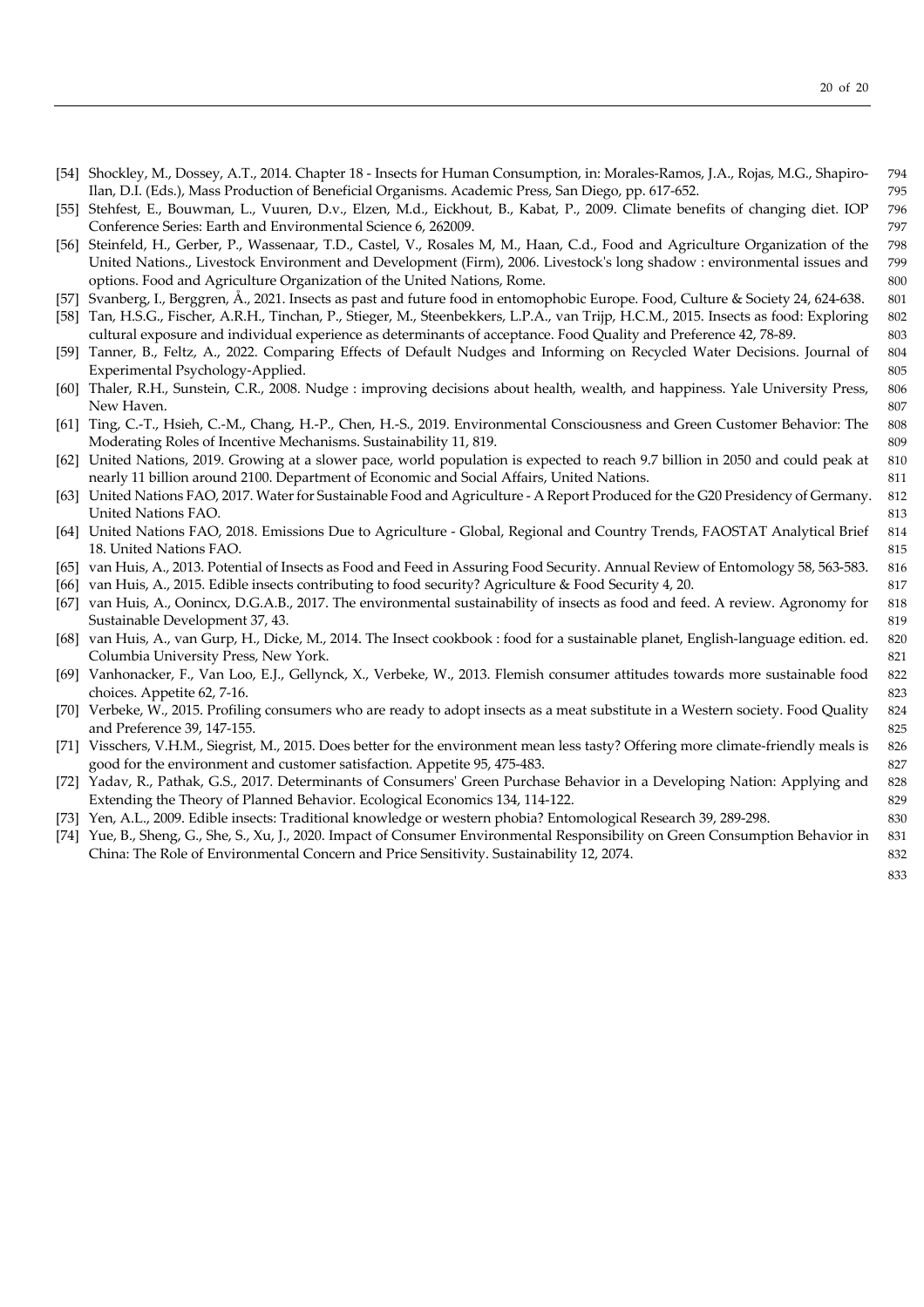[54] Shockley, M., Dossey, A.T., 2014. Chapter 18 - Insects for Human Consumption, in: Morales-Ramos, J.A., Rojas, M.G., Shapiro-Ilan, D.I. (Eds.), Mass Production of Beneficial Organisms. Academic Press, San Diego, pp. 617-652.

[55] Stehfest, E., Bouwman, L., Vuuren, D.v., Elzen, M.d., Eickhout, B., Kabat, P., 2009. Climate benefits of changing diet. IOP Conference Series: Earth and Environmental Science 6, 262009.

[56] Steinfeld, H., Gerber, P., Wassenaar, T.D., Castel, V., Rosales M, M., Haan, C.d., Food and Agriculture Organization of the United Nations., Livestock Environment and Development (Firm), 2006. Livestock's long shadow : environmental issues and options. Food and Agriculture Organization of the United Nations, Rome.

[57] Svanberg, I., Berggren, Å., 2021. Insects as past and future food in entomophobic Europe. Food, Culture & Society 24, 624-638.

[58] Tan, H.S.G., Fischer, A.R.H., Tinchan, P., Stieger, M., Steenbekkers, L.P.A., van Trijp, H.C.M., 2015. Insects as food: Exploring cultural exposure and individual experience as determinants of acceptance. Food Quality and Preference 42, 78-89.

[59] Tanner, B., Feltz, A., 2022. Comparing Effects of Default Nudges and Informing on Recycled Water Decisions. Journal of Experimental Psychology-Applied.

[60] Thaler, R.H., Sunstein, C.R., 2008. Nudge : improving decisions about health, wealth, and happiness. Yale University Press, New Haven.

[61] Ting, C.-T., Hsieh, C.-M., Chang, H.-P., Chen, H.-S., 2019. Environmental Consciousness and Green Customer Behavior: The Moderating Roles of Incentive Mechanisms. Sustainability 11, 819.

[62] United Nations, 2019. Growing at a slower pace, world population is expected to reach 9.7 billion in 2050 and could peak at nearly 11 billion around 2100. Department of Economic and Social Affairs, United Nations.

[63] United Nations FAO, 2017. Water for Sustainable Food and Agriculture - A Report Produced for the G20 Presidency of Germany. United Nations FAO.

[64] United Nations FAO, 2018. Emissions Due to Agriculture - Global, Regional and Country Trends, FAOSTAT Analytical Brief 18. United Nations FAO.

[65] van Huis, A., 2013. Potential of Insects as Food and Feed in Assuring Food Security. Annual Review of Entomology 58, 563-583.

[66] van Huis, A., 2015. Edible insects contributing to food security? Agriculture & Food Security 4, 20.

[67] van Huis, A., Oonincx, D.G.A.B., 2017. The environmental sustainability of insects as food and feed. A review. Agronomy for Sustainable Development 37, 43.

[68] van Huis, A., van Gurp, H., Dicke, M., 2014. The Insect cookbook : food for a sustainable planet, English-language edition. ed. Columbia University Press, New York.

[69] Vanhonacker, F., Van Loo, E.J., Gellynck, X., Verbeke, W., 2013. Flemish consumer attitudes towards more sustainable food choices. Appetite 62, 7-16.

[70] Verbeke, W., 2015. Profiling consumers who are ready to adopt insects as a meat substitute in a Western society. Food Quality and Preference 39, 147-155.

[71] Visschers, V.H.M., Siegrist, M., 2015. Does better for the environment mean less tasty? Offering more climate-friendly meals is good for the environment and customer satisfaction. Appetite 95, 475-483.

[72] Yadav, R., Pathak, G.S., 2017. Determinants of Consumers' Green Purchase Behavior in a Developing Nation: Applying and Extending the Theory of Planned Behavior. Ecological Economics 134, 114-122.

[73] Yen, A.L., 2009. Edible insects: Traditional knowledge or western phobia? Entomological Research 39, 289-298.

[74] Yue, B., Sheng, G., She, S., Xu, J., 2020. Impact of Consumer Environmental Responsibility on Green Consumption Behavior in China: The Role of Environmental Concern and Price Sensitivity. Sustainability 12, 2074.